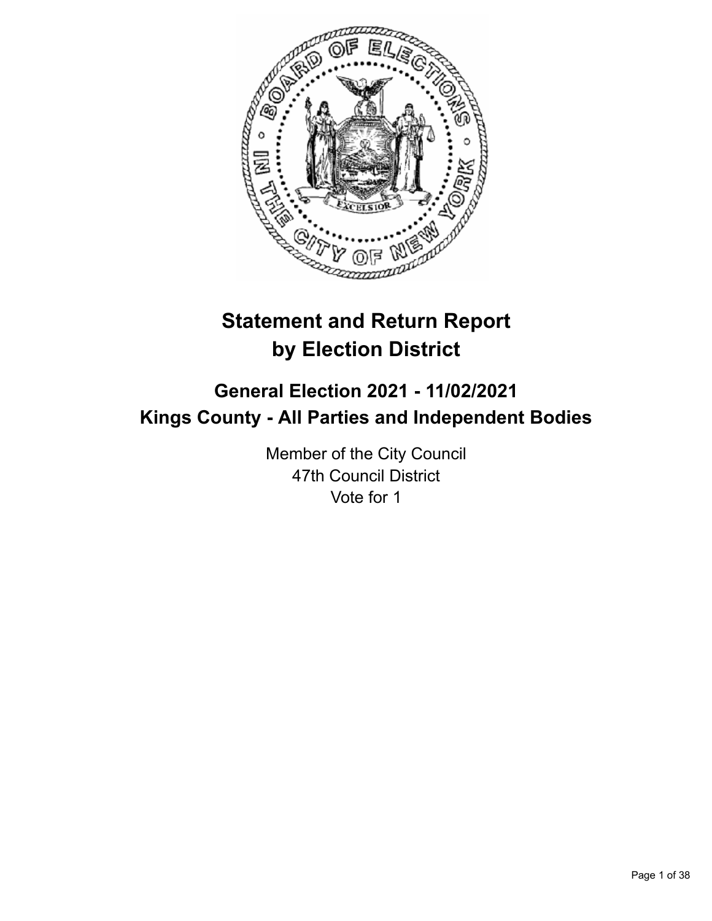# Statement and Return Report by Election District

## General Election 2021 - 11/02/2021
## Kings County - All Parties and Independent Bodies

Member of the City Council
47th Council District
Vote for 1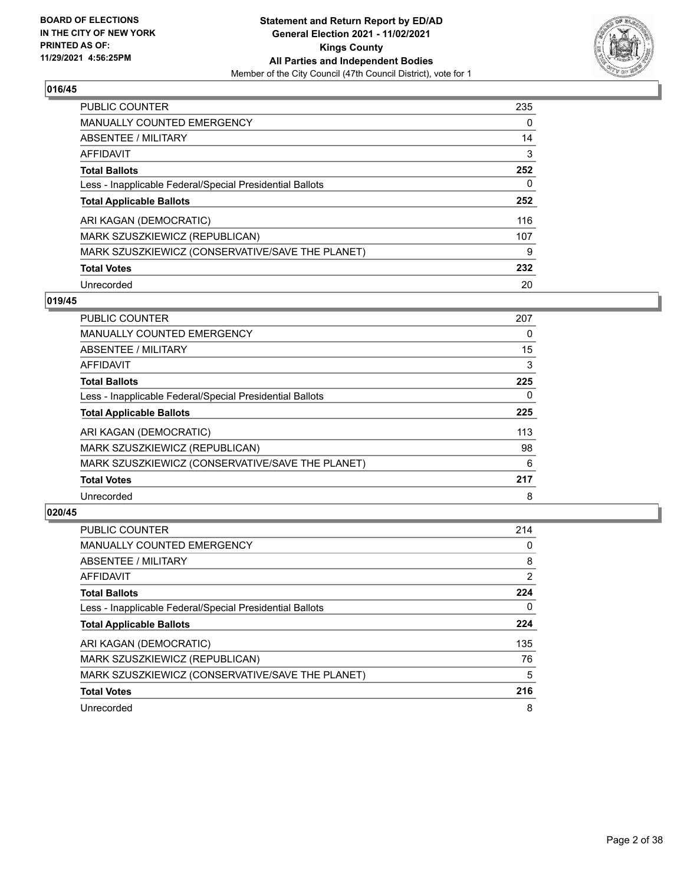## 016/45

| | |
|---|---|
| PUBLIC COUNTER | 235 |
| MANUALLY COUNTED EMERGENCY | 0 |
| ABSENTEE / MILITARY | 14 |
| AFFIDAVIT | 3 |
| **Total Ballots** | **252** |
| Less - Inapplicable Federal/Special Presidential Ballots | 0 |
| **Total Applicable Ballots** | **252** |
| ARI KAGAN (DEMOCRATIC) | 116 |
| MARK SZUSZKIEWICZ (REPUBLICAN) | 107 |
| MARK SZUSZKIEWICZ (CONSERVATIVE/SAVE THE PLANET) | 9 |
| **Total Votes** | **232** |
| Unrecorded | 20 |

## 019/45

| | |
|---|---|
| PUBLIC COUNTER | 207 |
| MANUALLY COUNTED EMERGENCY | 0 |
| ABSENTEE / MILITARY | 15 |
| AFFIDAVIT | 3 |
| **Total Ballots** | **225** |
| Less - Inapplicable Federal/Special Presidential Ballots | 0 |
| **Total Applicable Ballots** | **225** |
| ARI KAGAN (DEMOCRATIC) | 113 |
| MARK SZUSZKIEWICZ (REPUBLICAN) | 98 |
| MARK SZUSZKIEWICZ (CONSERVATIVE/SAVE THE PLANET) | 6 |
| **Total Votes** | **217** |
| Unrecorded | 8 |

## 020/45

| | |
|---|---|
| PUBLIC COUNTER | 214 |
| MANUALLY COUNTED EMERGENCY | 0 |
| ABSENTEE / MILITARY | 8 |
| AFFIDAVIT | 2 |
| **Total Ballots** | **224** |
| Less - Inapplicable Federal/Special Presidential Ballots | 0 |
| **Total Applicable Ballots** | **224** |
| ARI KAGAN (DEMOCRATIC) | 135 |
| MARK SZUSZKIEWICZ (REPUBLICAN) | 76 |
| MARK SZUSZKIEWICZ (CONSERVATIVE/SAVE THE PLANET) | 5 |
| **Total Votes** | **216** |
| Unrecorded | 8 |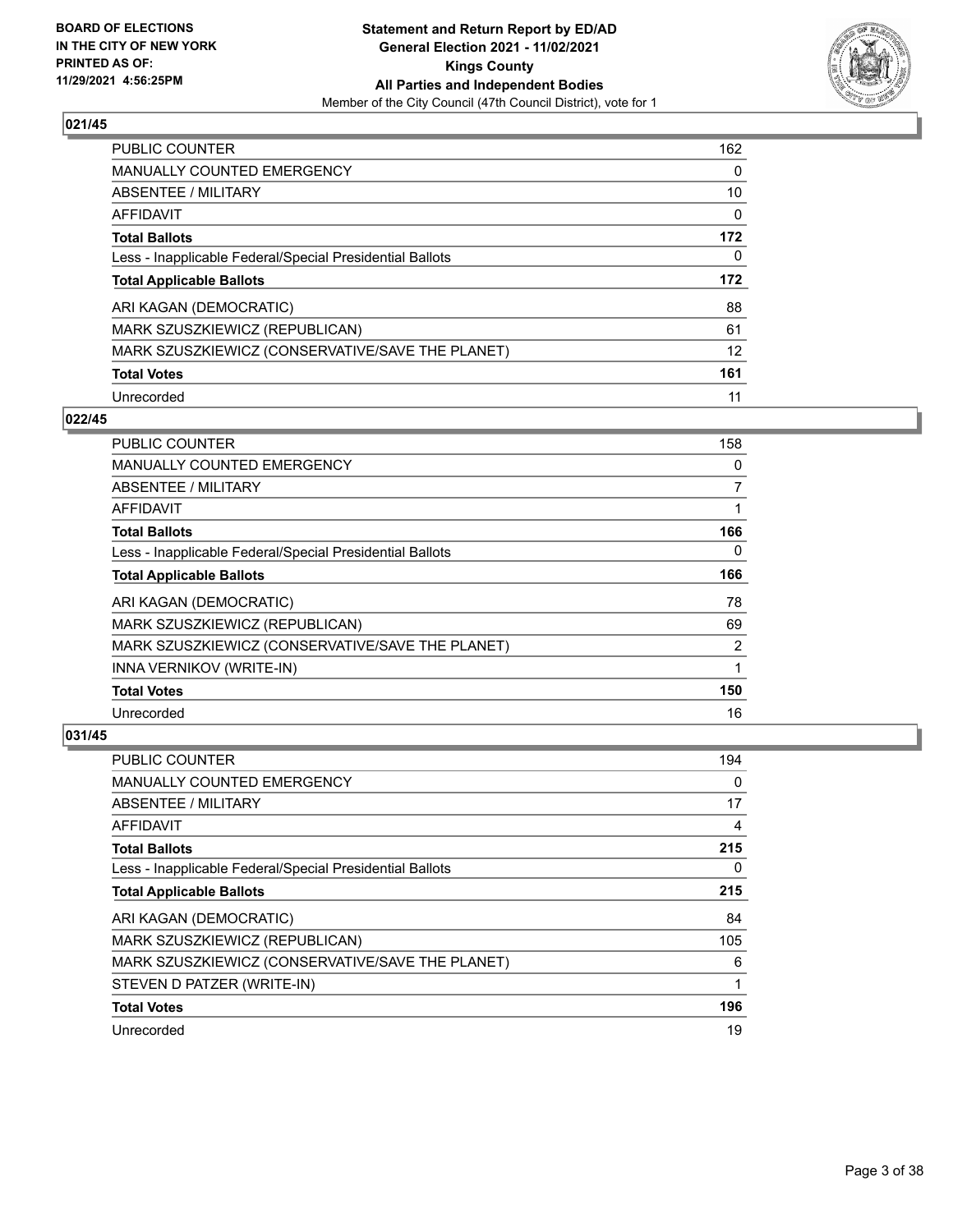## 021/45

| | |
|---|---|
| PUBLIC COUNTER | 162 |
| MANUALLY COUNTED EMERGENCY | 0 |
| ABSENTEE / MILITARY | 10 |
| AFFIDAVIT | 0 |
| **Total Ballots** | **172** |
| Less - Inapplicable Federal/Special Presidential Ballots | 0 |
| **Total Applicable Ballots** | **172** |
| ARI KAGAN (DEMOCRATIC) | 88 |
| MARK SZUSZKIEWICZ (REPUBLICAN) | 61 |
| MARK SZUSZKIEWICZ (CONSERVATIVE/SAVE THE PLANET) | 12 |
| **Total Votes** | **161** |
| Unrecorded | 11 |

## 022/45

| | |
|---|---|
| PUBLIC COUNTER | 158 |
| MANUALLY COUNTED EMERGENCY | 0 |
| ABSENTEE / MILITARY | 7 |
| AFFIDAVIT | 1 |
| **Total Ballots** | **166** |
| Less - Inapplicable Federal/Special Presidential Ballots | 0 |
| **Total Applicable Ballots** | **166** |
| ARI KAGAN (DEMOCRATIC) | 78 |
| MARK SZUSZKIEWICZ (REPUBLICAN) | 69 |
| MARK SZUSZKIEWICZ (CONSERVATIVE/SAVE THE PLANET) | 2 |
| INNA VERNIKOV (WRITE-IN) | 1 |
| **Total Votes** | **150** |
| Unrecorded | 16 |

## 031/45

| | |
|---|---|
| PUBLIC COUNTER | 194 |
| MANUALLY COUNTED EMERGENCY | 0 |
| ABSENTEE / MILITARY | 17 |
| AFFIDAVIT | 4 |
| **Total Ballots** | **215** |
| Less - Inapplicable Federal/Special Presidential Ballots | 0 |
| **Total Applicable Ballots** | **215** |
| ARI KAGAN (DEMOCRATIC) | 84 |
| MARK SZUSZKIEWICZ (REPUBLICAN) | 105 |
| MARK SZUSZKIEWICZ (CONSERVATIVE/SAVE THE PLANET) | 6 |
| STEVEN D PATZER (WRITE-IN) | 1 |
| **Total Votes** | **196** |
| Unrecorded | 19 |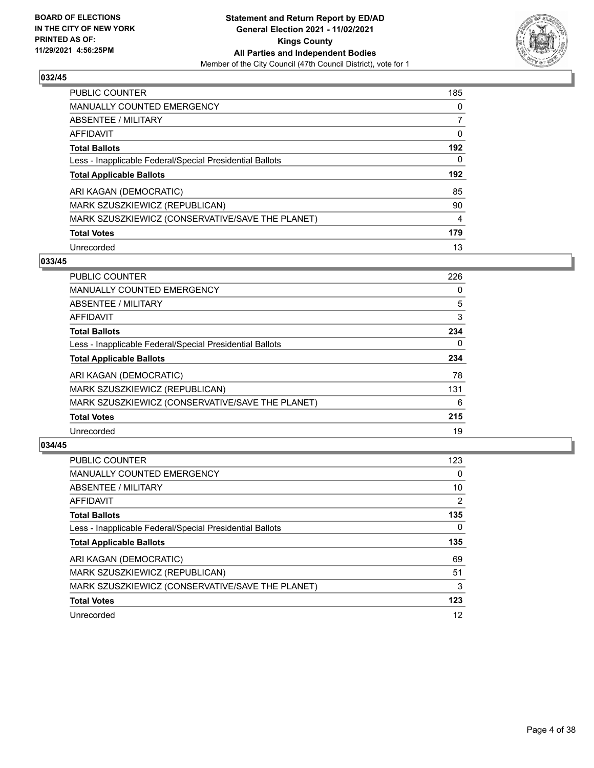**BOARD OF ELECTIONS IN THE CITY OF NEW YORK PRINTED AS OF: 11/29/2021 4:56:25PM**

**Statement and Return Report by ED/AD General Election 2021 - 11/02/2021 Kings County All Parties and Independent Bodies**

Member of the City Council (47th Council District), vote for 1

### 032/45

| | |
|---|---|
| PUBLIC COUNTER | 185 |
| MANUALLY COUNTED EMERGENCY | 0 |
| ABSENTEE / MILITARY | 7 |
| AFFIDAVIT | 0 |
| **Total Ballots** | **192** |
| Less - Inapplicable Federal/Special Presidential Ballots | 0 |
| **Total Applicable Ballots** | **192** |
| ARI KAGAN (DEMOCRATIC) | 85 |
| MARK SZUSZKIEWICZ (REPUBLICAN) | 90 |
| MARK SZUSZKIEWICZ (CONSERVATIVE/SAVE THE PLANET) | 4 |
| **Total Votes** | **179** |
| Unrecorded | 13 |

### 033/45

| | |
|---|---|
| PUBLIC COUNTER | 226 |
| MANUALLY COUNTED EMERGENCY | 0 |
| ABSENTEE / MILITARY | 5 |
| AFFIDAVIT | 3 |
| **Total Ballots** | **234** |
| Less - Inapplicable Federal/Special Presidential Ballots | 0 |
| **Total Applicable Ballots** | **234** |
| ARI KAGAN (DEMOCRATIC) | 78 |
| MARK SZUSZKIEWICZ (REPUBLICAN) | 131 |
| MARK SZUSZKIEWICZ (CONSERVATIVE/SAVE THE PLANET) | 6 |
| **Total Votes** | **215** |
| Unrecorded | 19 |

### 034/45

| | |
|---|---|
| PUBLIC COUNTER | 123 |
| MANUALLY COUNTED EMERGENCY | 0 |
| ABSENTEE / MILITARY | 10 |
| AFFIDAVIT | 2 |
| **Total Ballots** | **135** |
| Less - Inapplicable Federal/Special Presidential Ballots | 0 |
| **Total Applicable Ballots** | **135** |
| ARI KAGAN (DEMOCRATIC) | 69 |
| MARK SZUSZKIEWICZ (REPUBLICAN) | 51 |
| MARK SZUSZKIEWICZ (CONSERVATIVE/SAVE THE PLANET) | 3 |
| **Total Votes** | **123** |
| Unrecorded | 12 |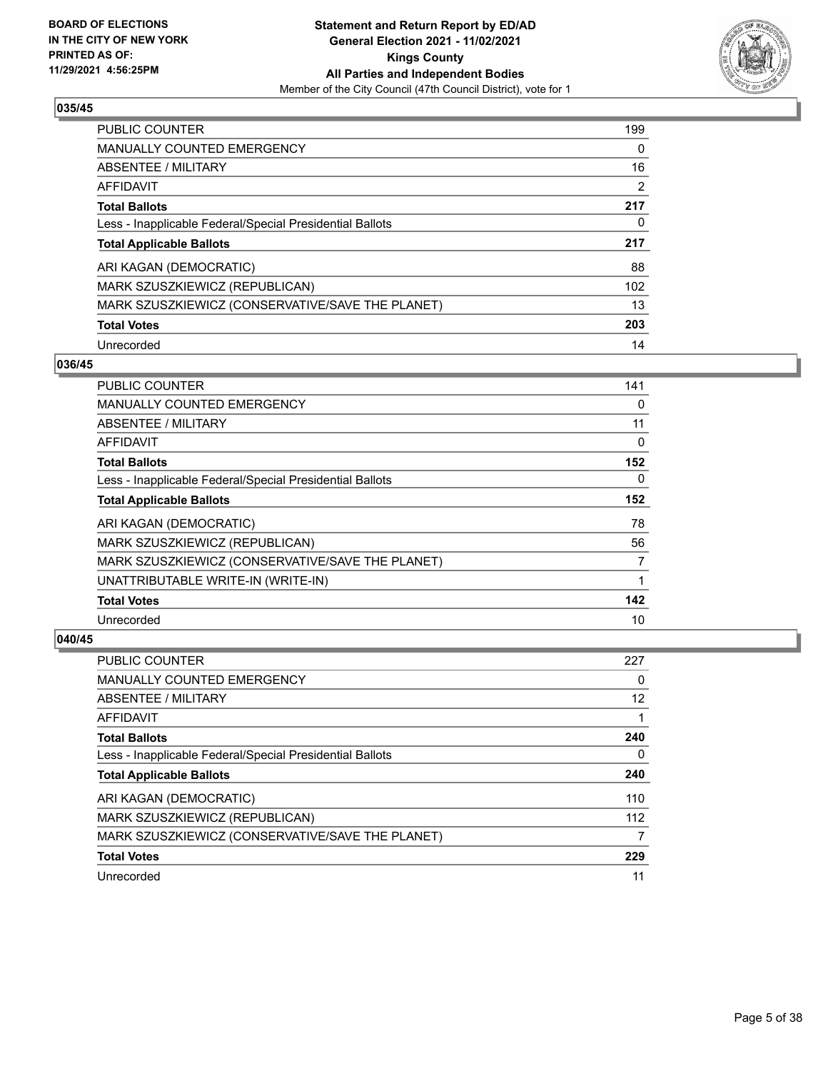**BOARD OF ELECTIONS IN THE CITY OF NEW YORK PRINTED AS OF: 11/29/2021 4:56:25PM**

**Statement and Return Report by ED/AD General Election 2021 - 11/02/2021 Kings County All Parties and Independent Bodies**

Member of the City Council (47th Council District), vote for 1

## 035/45

| | |
|---|---|
| PUBLIC COUNTER | 199 |
| MANUALLY COUNTED EMERGENCY | 0 |
| ABSENTEE / MILITARY | 16 |
| AFFIDAVIT | 2 |
| **Total Ballots** | **217** |
| Less - Inapplicable Federal/Special Presidential Ballots | 0 |
| **Total Applicable Ballots** | **217** |
| ARI KAGAN (DEMOCRATIC) | 88 |
| MARK SZUSZKIEWICZ (REPUBLICAN) | 102 |
| MARK SZUSZKIEWICZ (CONSERVATIVE/SAVE THE PLANET) | 13 |
| **Total Votes** | **203** |
| Unrecorded | 14 |

## 036/45

| | |
|---|---|
| PUBLIC COUNTER | 141 |
| MANUALLY COUNTED EMERGENCY | 0 |
| ABSENTEE / MILITARY | 11 |
| AFFIDAVIT | 0 |
| **Total Ballots** | **152** |
| Less - Inapplicable Federal/Special Presidential Ballots | 0 |
| **Total Applicable Ballots** | **152** |
| ARI KAGAN (DEMOCRATIC) | 78 |
| MARK SZUSZKIEWICZ (REPUBLICAN) | 56 |
| MARK SZUSZKIEWICZ (CONSERVATIVE/SAVE THE PLANET) | 7 |
| UNATTRIBUTABLE WRITE-IN (WRITE-IN) | 1 |
| **Total Votes** | **142** |
| Unrecorded | 10 |

## 040/45

| | |
|---|---|
| PUBLIC COUNTER | 227 |
| MANUALLY COUNTED EMERGENCY | 0 |
| ABSENTEE / MILITARY | 12 |
| AFFIDAVIT | 1 |
| **Total Ballots** | **240** |
| Less - Inapplicable Federal/Special Presidential Ballots | 0 |
| **Total Applicable Ballots** | **240** |
| ARI KAGAN (DEMOCRATIC) | 110 |
| MARK SZUSZKIEWICZ (REPUBLICAN) | 112 |
| MARK SZUSZKIEWICZ (CONSERVATIVE/SAVE THE PLANET) | 7 |
| **Total Votes** | **229** |
| Unrecorded | 11 |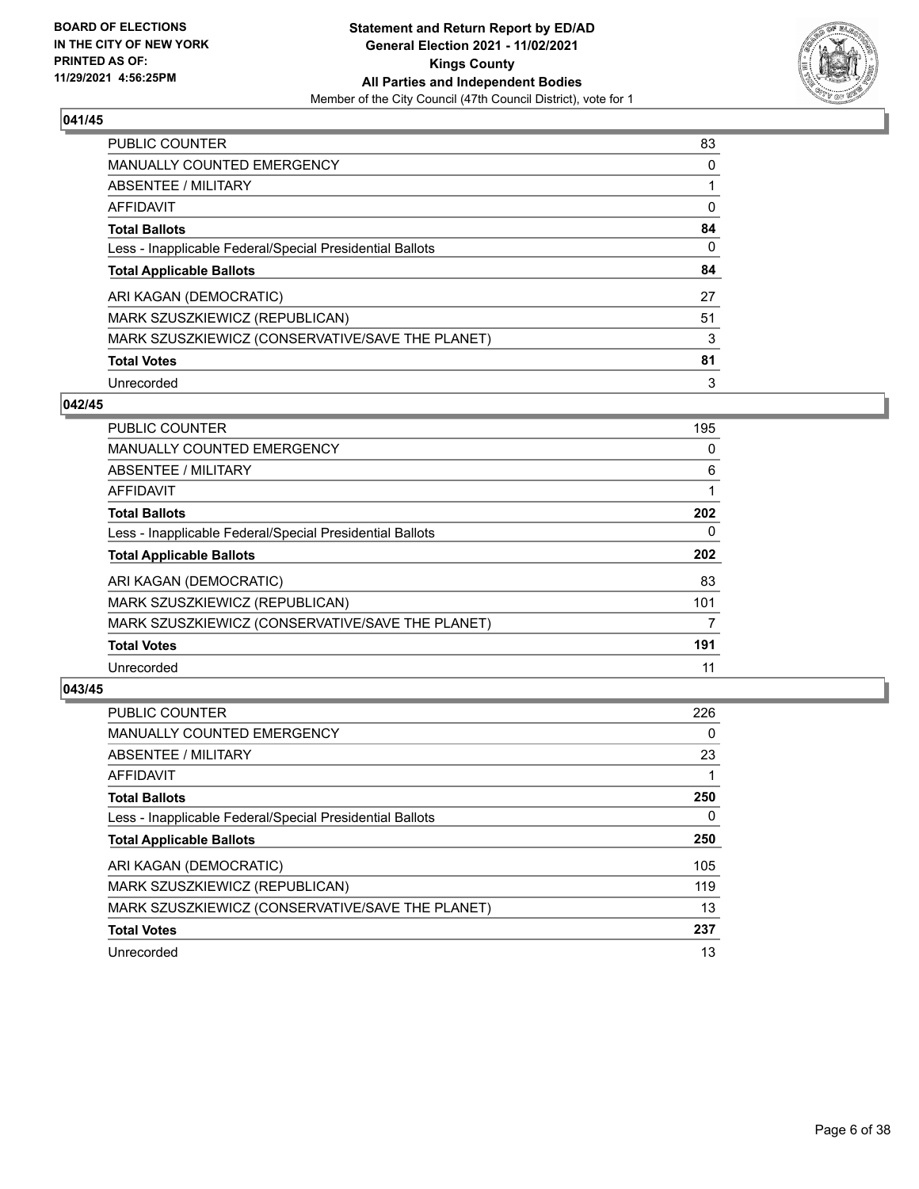## 041/45

| | |
|---|---|
| PUBLIC COUNTER | 83 |
| MANUALLY COUNTED EMERGENCY | 0 |
| ABSENTEE / MILITARY | 1 |
| AFFIDAVIT | 0 |
| **Total Ballots** | **84** |
| Less - Inapplicable Federal/Special Presidential Ballots | 0 |
| **Total Applicable Ballots** | **84** |
| ARI KAGAN (DEMOCRATIC) | 27 |
| MARK SZUSZKIEWICZ (REPUBLICAN) | 51 |
| MARK SZUSZKIEWICZ (CONSERVATIVE/SAVE THE PLANET) | 3 |
| **Total Votes** | **81** |
| Unrecorded | 3 |

## 042/45

| | |
|---|---|
| PUBLIC COUNTER | 195 |
| MANUALLY COUNTED EMERGENCY | 0 |
| ABSENTEE / MILITARY | 6 |
| AFFIDAVIT | 1 |
| **Total Ballots** | **202** |
| Less - Inapplicable Federal/Special Presidential Ballots | 0 |
| **Total Applicable Ballots** | **202** |
| ARI KAGAN (DEMOCRATIC) | 83 |
| MARK SZUSZKIEWICZ (REPUBLICAN) | 101 |
| MARK SZUSZKIEWICZ (CONSERVATIVE/SAVE THE PLANET) | 7 |
| **Total Votes** | **191** |
| Unrecorded | 11 |

## 043/45

| | |
|---|---|
| PUBLIC COUNTER | 226 |
| MANUALLY COUNTED EMERGENCY | 0 |
| ABSENTEE / MILITARY | 23 |
| AFFIDAVIT | 1 |
| **Total Ballots** | **250** |
| Less - Inapplicable Federal/Special Presidential Ballots | 0 |
| **Total Applicable Ballots** | **250** |
| ARI KAGAN (DEMOCRATIC) | 105 |
| MARK SZUSZKIEWICZ (REPUBLICAN) | 119 |
| MARK SZUSZKIEWICZ (CONSERVATIVE/SAVE THE PLANET) | 13 |
| **Total Votes** | **237** |
| Unrecorded | 13 |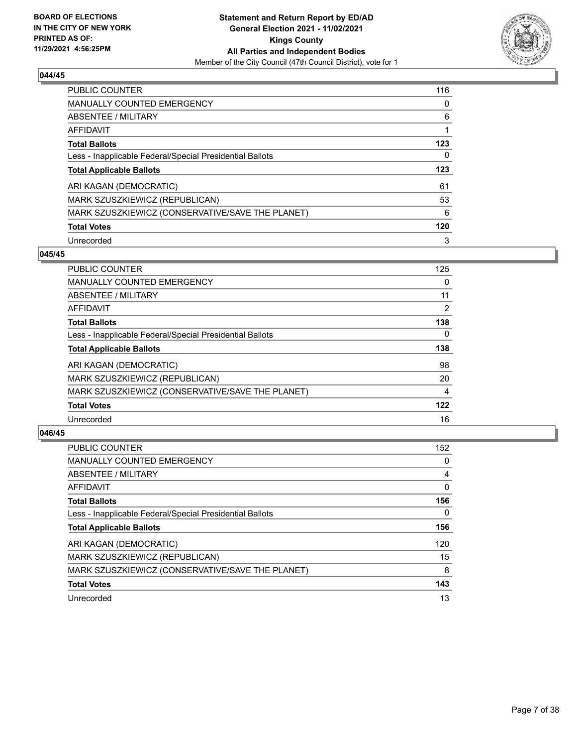### 044/45

| | |
|---|---|
| PUBLIC COUNTER | 116 |
| MANUALLY COUNTED EMERGENCY | 0 |
| ABSENTEE / MILITARY | 6 |
| AFFIDAVIT | 1 |
| **Total Ballots** | **123** |
| Less - Inapplicable Federal/Special Presidential Ballots | 0 |
| **Total Applicable Ballots** | **123** |
| ARI KAGAN (DEMOCRATIC) | 61 |
| MARK SZUSZKIEWICZ (REPUBLICAN) | 53 |
| MARK SZUSZKIEWICZ (CONSERVATIVE/SAVE THE PLANET) | 6 |
| **Total Votes** | **120** |
| Unrecorded | 3 |

### 045/45

| | |
|---|---|
| PUBLIC COUNTER | 125 |
| MANUALLY COUNTED EMERGENCY | 0 |
| ABSENTEE / MILITARY | 11 |
| AFFIDAVIT | 2 |
| **Total Ballots** | **138** |
| Less - Inapplicable Federal/Special Presidential Ballots | 0 |
| **Total Applicable Ballots** | **138** |
| ARI KAGAN (DEMOCRATIC) | 98 |
| MARK SZUSZKIEWICZ (REPUBLICAN) | 20 |
| MARK SZUSZKIEWICZ (CONSERVATIVE/SAVE THE PLANET) | 4 |
| **Total Votes** | **122** |
| Unrecorded | 16 |

### 046/45

| | |
|---|---|
| PUBLIC COUNTER | 152 |
| MANUALLY COUNTED EMERGENCY | 0 |
| ABSENTEE / MILITARY | 4 |
| AFFIDAVIT | 0 |
| **Total Ballots** | **156** |
| Less - Inapplicable Federal/Special Presidential Ballots | 0 |
| **Total Applicable Ballots** | **156** |
| ARI KAGAN (DEMOCRATIC) | 120 |
| MARK SZUSZKIEWICZ (REPUBLICAN) | 15 |
| MARK SZUSZKIEWICZ (CONSERVATIVE/SAVE THE PLANET) | 8 |
| **Total Votes** | **143** |
| Unrecorded | 13 |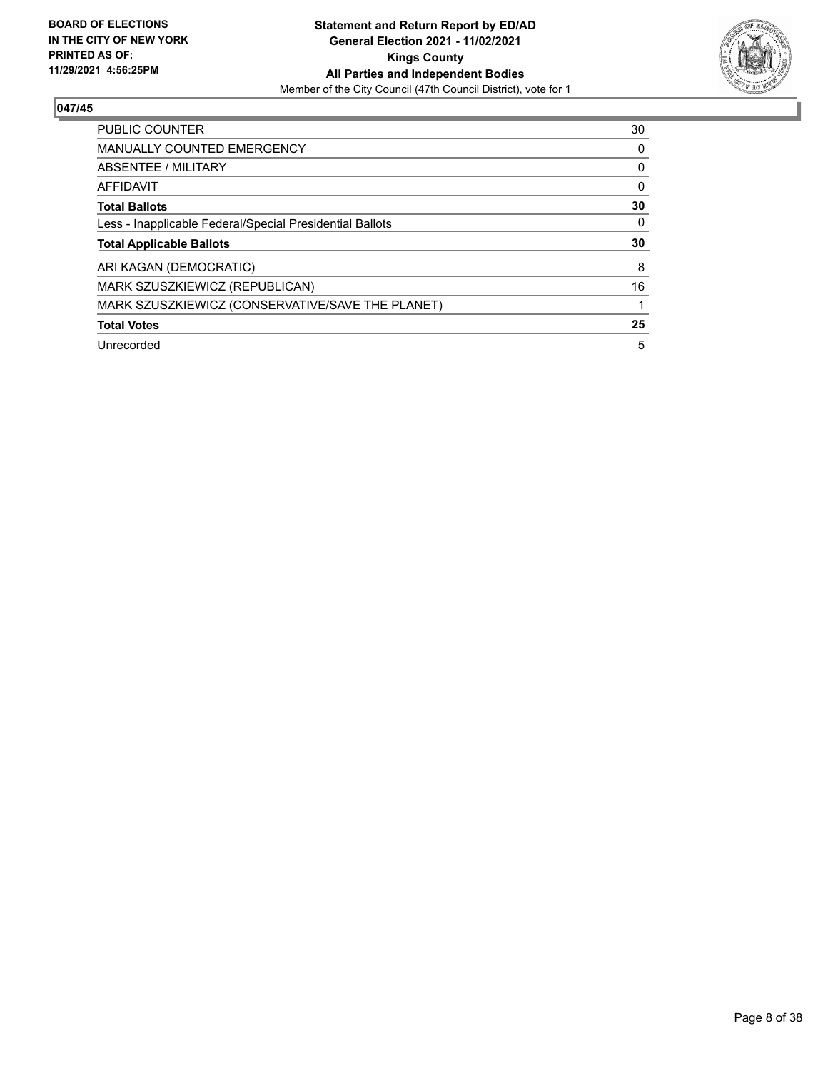**BOARD OF ELECTIONS IN THE CITY OF NEW YORK PRINTED AS OF: 11/29/2021 4:56:25PM**

**Statement and Return Report by ED/AD**
**General Election 2021 - 11/02/2021**
**Kings County**
**All Parties and Independent Bodies**
Member of the City Council (47th Council District), vote for 1

## 047/45

| | |
|---|---|
| PUBLIC COUNTER | 30 |
| MANUALLY COUNTED EMERGENCY | 0 |
| ABSENTEE / MILITARY | 0 |
| AFFIDAVIT | 0 |
| **Total Ballots** | **30** |
| Less - Inapplicable Federal/Special Presidential Ballots | 0 |
| **Total Applicable Ballots** | **30** |
| ARI KAGAN (DEMOCRATIC) | 8 |
| MARK SZUSZKIEWICZ (REPUBLICAN) | 16 |
| MARK SZUSZKIEWICZ (CONSERVATIVE/SAVE THE PLANET) | 1 |
| **Total Votes** | **25** |
| Unrecorded | 5 |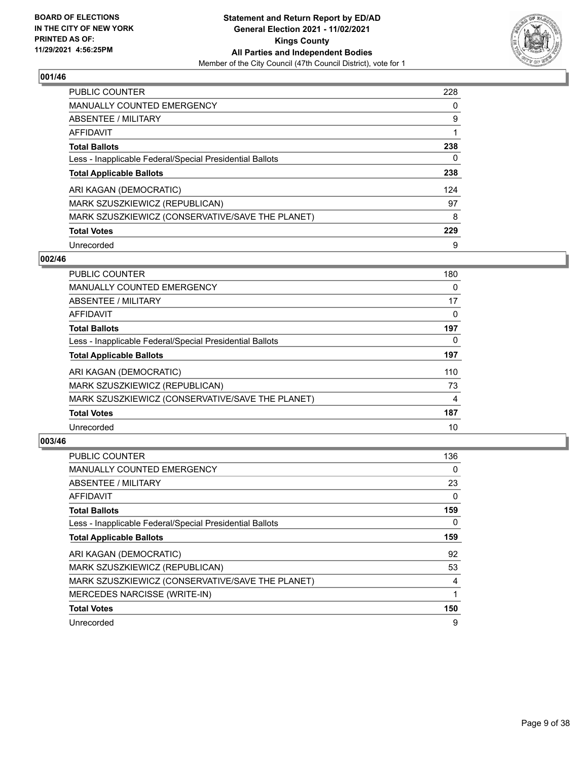BOARD OF ELECTIONS
IN THE CITY OF NEW YORK
PRINTED AS OF:
11/29/2021 4:56:25PM

**Statement and Return Report by ED/AD**
**General Election 2021 - 11/02/2021**
**Kings County**
**All Parties and Independent Bodies**
Member of the City Council (47th Council District), vote for 1

## 001/46

| | |
|---|---|
| PUBLIC COUNTER | 228 |
| MANUALLY COUNTED EMERGENCY | 0 |
| ABSENTEE / MILITARY | 9 |
| AFFIDAVIT | 1 |
| **Total Ballots** | **238** |
| Less - Inapplicable Federal/Special Presidential Ballots | 0 |
| **Total Applicable Ballots** | **238** |
| ARI KAGAN (DEMOCRATIC) | 124 |
| MARK SZUSZKIEWICZ (REPUBLICAN) | 97 |
| MARK SZUSZKIEWICZ (CONSERVATIVE/SAVE THE PLANET) | 8 |
| **Total Votes** | **229** |
| Unrecorded | 9 |

## 002/46

| | |
|---|---|
| PUBLIC COUNTER | 180 |
| MANUALLY COUNTED EMERGENCY | 0 |
| ABSENTEE / MILITARY | 17 |
| AFFIDAVIT | 0 |
| **Total Ballots** | **197** |
| Less - Inapplicable Federal/Special Presidential Ballots | 0 |
| **Total Applicable Ballots** | **197** |
| ARI KAGAN (DEMOCRATIC) | 110 |
| MARK SZUSZKIEWICZ (REPUBLICAN) | 73 |
| MARK SZUSZKIEWICZ (CONSERVATIVE/SAVE THE PLANET) | 4 |
| **Total Votes** | **187** |
| Unrecorded | 10 |

## 003/46

| | |
|---|---|
| PUBLIC COUNTER | 136 |
| MANUALLY COUNTED EMERGENCY | 0 |
| ABSENTEE / MILITARY | 23 |
| AFFIDAVIT | 0 |
| **Total Ballots** | **159** |
| Less - Inapplicable Federal/Special Presidential Ballots | 0 |
| **Total Applicable Ballots** | **159** |
| ARI KAGAN (DEMOCRATIC) | 92 |
| MARK SZUSZKIEWICZ (REPUBLICAN) | 53 |
| MARK SZUSZKIEWICZ (CONSERVATIVE/SAVE THE PLANET) | 4 |
| MERCEDES NARCISSE (WRITE-IN) | 1 |
| **Total Votes** | **150** |
| Unrecorded | 9 |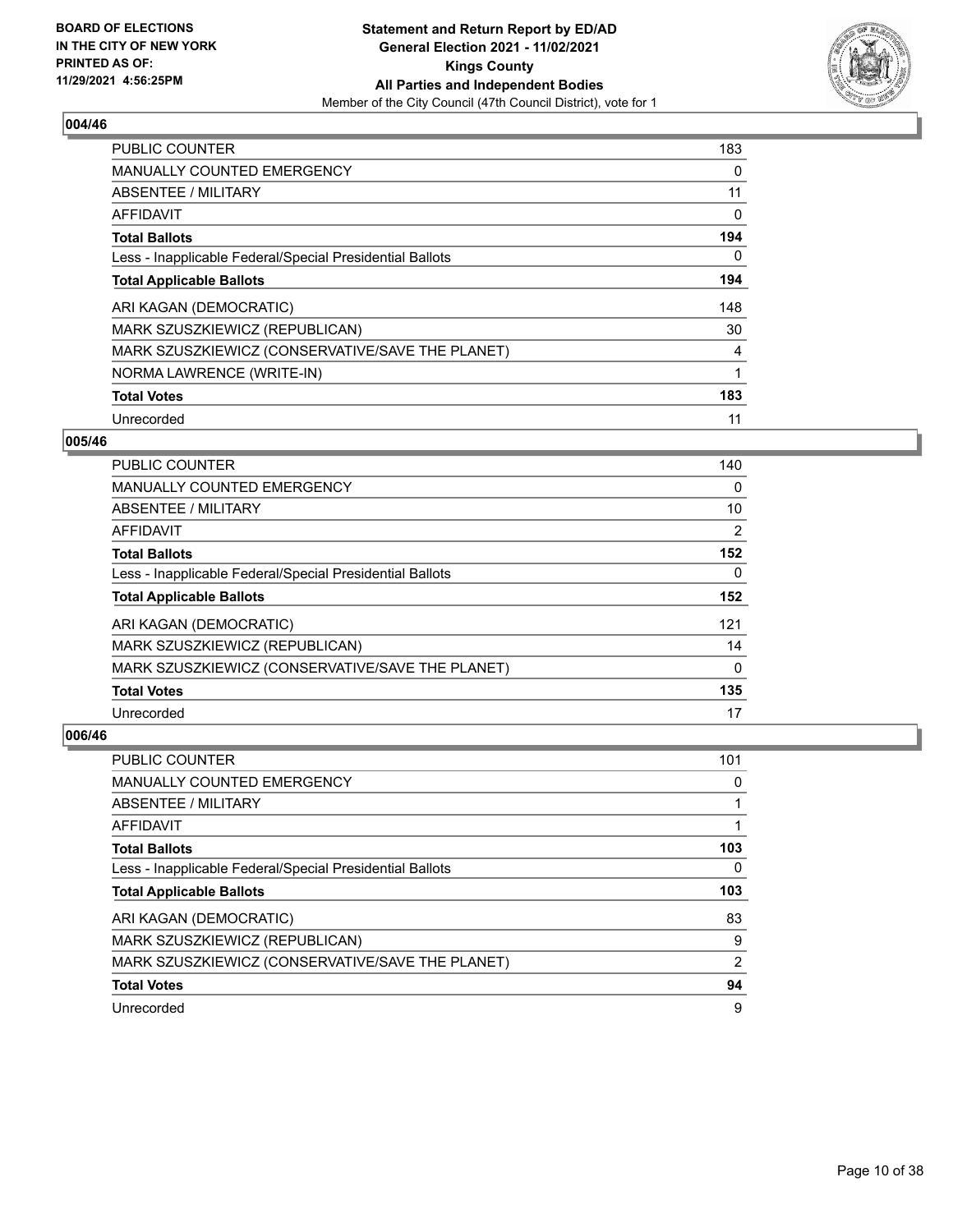## 004/46

| | |
|---|---|
| PUBLIC COUNTER | 183 |
| MANUALLY COUNTED EMERGENCY | 0 |
| ABSENTEE / MILITARY | 11 |
| AFFIDAVIT | 0 |
| **Total Ballots** | **194** |
| Less - Inapplicable Federal/Special Presidential Ballots | 0 |
| **Total Applicable Ballots** | **194** |
| ARI KAGAN (DEMOCRATIC) | 148 |
| MARK SZUSZKIEWICZ (REPUBLICAN) | 30 |
| MARK SZUSZKIEWICZ (CONSERVATIVE/SAVE THE PLANET) | 4 |
| NORMA LAWRENCE (WRITE-IN) | 1 |
| **Total Votes** | **183** |
| Unrecorded | 11 |

## 005/46

| | |
|---|---|
| PUBLIC COUNTER | 140 |
| MANUALLY COUNTED EMERGENCY | 0 |
| ABSENTEE / MILITARY | 10 |
| AFFIDAVIT | 2 |
| **Total Ballots** | **152** |
| Less - Inapplicable Federal/Special Presidential Ballots | 0 |
| **Total Applicable Ballots** | **152** |
| ARI KAGAN (DEMOCRATIC) | 121 |
| MARK SZUSZKIEWICZ (REPUBLICAN) | 14 |
| MARK SZUSZKIEWICZ (CONSERVATIVE/SAVE THE PLANET) | 0 |
| **Total Votes** | **135** |
| Unrecorded | 17 |

## 006/46

| | |
|---|---|
| PUBLIC COUNTER | 101 |
| MANUALLY COUNTED EMERGENCY | 0 |
| ABSENTEE / MILITARY | 1 |
| AFFIDAVIT | 1 |
| **Total Ballots** | **103** |
| Less - Inapplicable Federal/Special Presidential Ballots | 0 |
| **Total Applicable Ballots** | **103** |
| ARI KAGAN (DEMOCRATIC) | 83 |
| MARK SZUSZKIEWICZ (REPUBLICAN) | 9 |
| MARK SZUSZKIEWICZ (CONSERVATIVE/SAVE THE PLANET) | 2 |
| **Total Votes** | **94** |
| Unrecorded | 9 |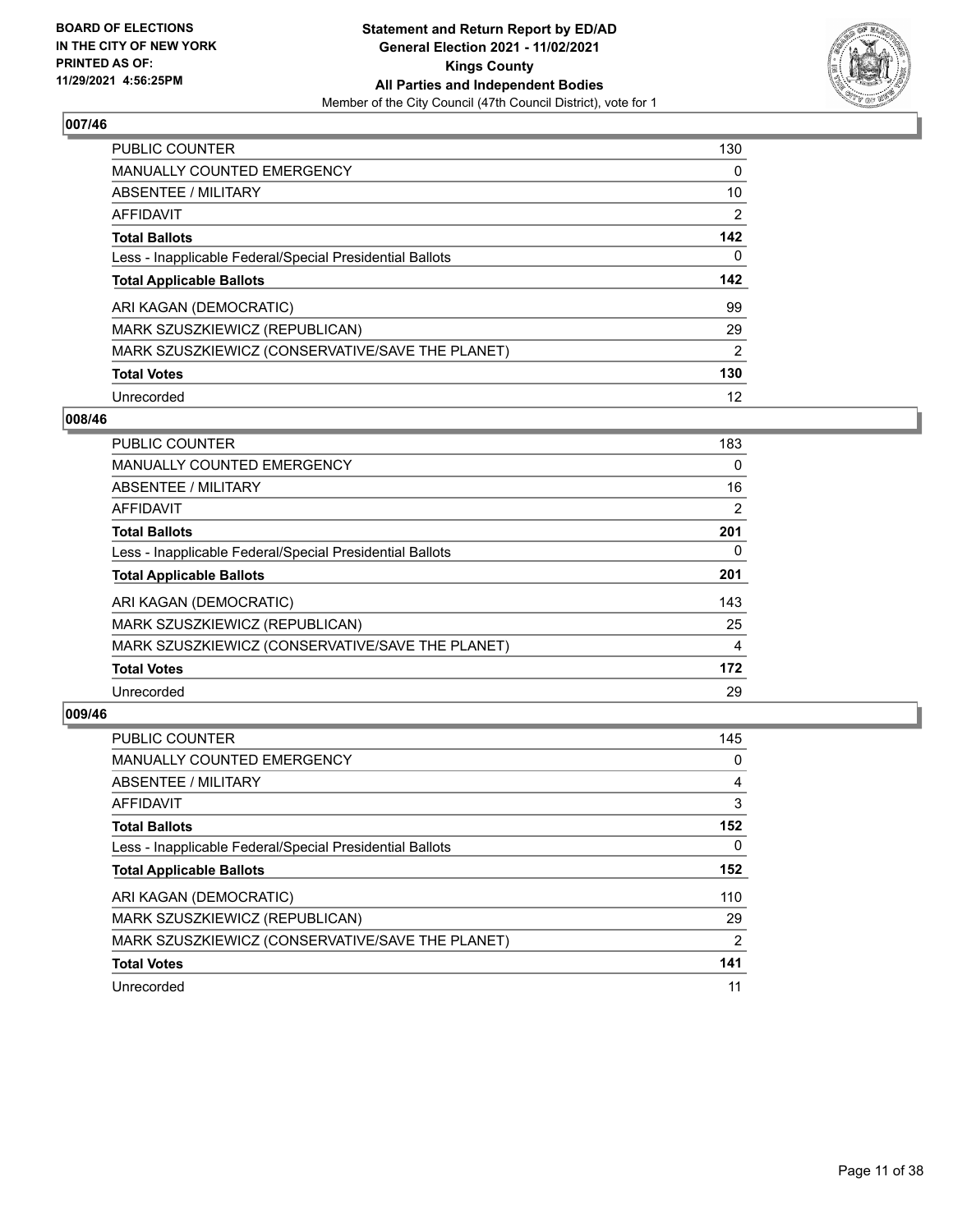**BOARD OF ELECTIONS IN THE CITY OF NEW YORK PRINTED AS OF: 11/29/2021 4:56:25PM**

**Statement and Return Report by ED/AD General Election 2021 - 11/02/2021 Kings County All Parties and Independent Bodies**

Member of the City Council (47th Council District), vote for 1

## 007/46

| | |
|---|---|
| PUBLIC COUNTER | 130 |
| MANUALLY COUNTED EMERGENCY | 0 |
| ABSENTEE / MILITARY | 10 |
| AFFIDAVIT | 2 |
| **Total Ballots** | **142** |
| Less - Inapplicable Federal/Special Presidential Ballots | 0 |
| **Total Applicable Ballots** | **142** |
| ARI KAGAN (DEMOCRATIC) | 99 |
| MARK SZUSZKIEWICZ (REPUBLICAN) | 29 |
| MARK SZUSZKIEWICZ (CONSERVATIVE/SAVE THE PLANET) | 2 |
| **Total Votes** | **130** |
| Unrecorded | 12 |

## 008/46

| | |
|---|---|
| PUBLIC COUNTER | 183 |
| MANUALLY COUNTED EMERGENCY | 0 |
| ABSENTEE / MILITARY | 16 |
| AFFIDAVIT | 2 |
| **Total Ballots** | **201** |
| Less - Inapplicable Federal/Special Presidential Ballots | 0 |
| **Total Applicable Ballots** | **201** |
| ARI KAGAN (DEMOCRATIC) | 143 |
| MARK SZUSZKIEWICZ (REPUBLICAN) | 25 |
| MARK SZUSZKIEWICZ (CONSERVATIVE/SAVE THE PLANET) | 4 |
| **Total Votes** | **172** |
| Unrecorded | 29 |

## 009/46

| | |
|---|---|
| PUBLIC COUNTER | 145 |
| MANUALLY COUNTED EMERGENCY | 0 |
| ABSENTEE / MILITARY | 4 |
| AFFIDAVIT | 3 |
| **Total Ballots** | **152** |
| Less - Inapplicable Federal/Special Presidential Ballots | 0 |
| **Total Applicable Ballots** | **152** |
| ARI KAGAN (DEMOCRATIC) | 110 |
| MARK SZUSZKIEWICZ (REPUBLICAN) | 29 |
| MARK SZUSZKIEWICZ (CONSERVATIVE/SAVE THE PLANET) | 2 |
| **Total Votes** | **141** |
| Unrecorded | 11 |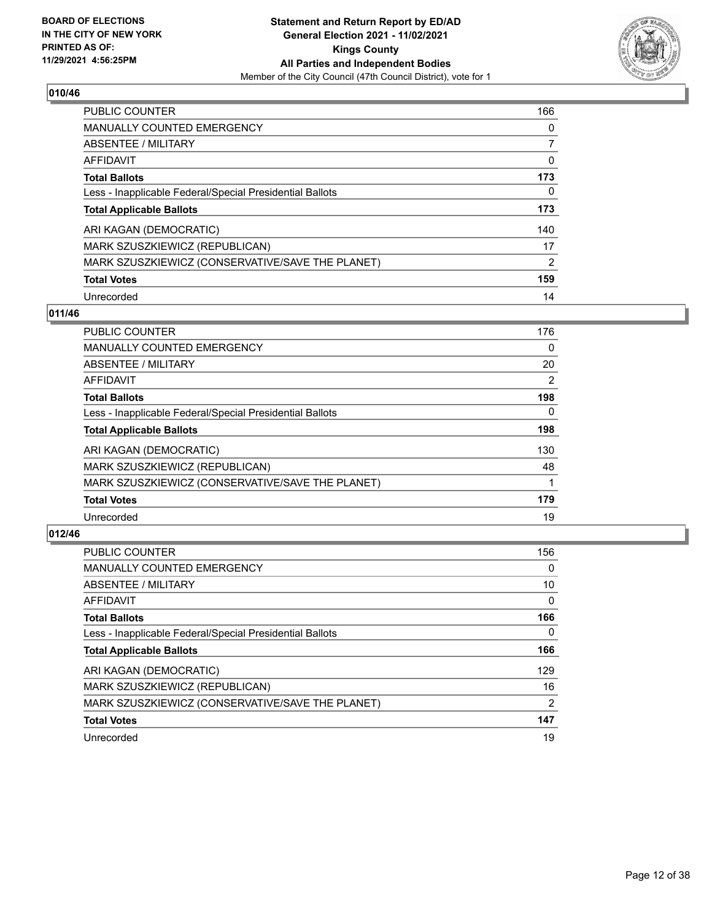**010/46**

| | |
|---|---|
| PUBLIC COUNTER | 166 |
| MANUALLY COUNTED EMERGENCY | 0 |
| ABSENTEE / MILITARY | 7 |
| AFFIDAVIT | 0 |
| **Total Ballots** | **173** |
| Less - Inapplicable Federal/Special Presidential Ballots | 0 |
| **Total Applicable Ballots** | **173** |
| ARI KAGAN (DEMOCRATIC) | 140 |
| MARK SZUSZKIEWICZ (REPUBLICAN) | 17 |
| MARK SZUSZKIEWICZ (CONSERVATIVE/SAVE THE PLANET) | 2 |
| **Total Votes** | **159** |
| Unrecorded | 14 |

**011/46**

| | |
|---|---|
| PUBLIC COUNTER | 176 |
| MANUALLY COUNTED EMERGENCY | 0 |
| ABSENTEE / MILITARY | 20 |
| AFFIDAVIT | 2 |
| **Total Ballots** | **198** |
| Less - Inapplicable Federal/Special Presidential Ballots | 0 |
| **Total Applicable Ballots** | **198** |
| ARI KAGAN (DEMOCRATIC) | 130 |
| MARK SZUSZKIEWICZ (REPUBLICAN) | 48 |
| MARK SZUSZKIEWICZ (CONSERVATIVE/SAVE THE PLANET) | 1 |
| **Total Votes** | **179** |
| Unrecorded | 19 |

**012/46**

| | |
|---|---|
| PUBLIC COUNTER | 156 |
| MANUALLY COUNTED EMERGENCY | 0 |
| ABSENTEE / MILITARY | 10 |
| AFFIDAVIT | 0 |
| **Total Ballots** | **166** |
| Less - Inapplicable Federal/Special Presidential Ballots | 0 |
| **Total Applicable Ballots** | **166** |
| ARI KAGAN (DEMOCRATIC) | 129 |
| MARK SZUSZKIEWICZ (REPUBLICAN) | 16 |
| MARK SZUSZKIEWICZ (CONSERVATIVE/SAVE THE PLANET) | 2 |
| **Total Votes** | **147** |
| Unrecorded | 19 |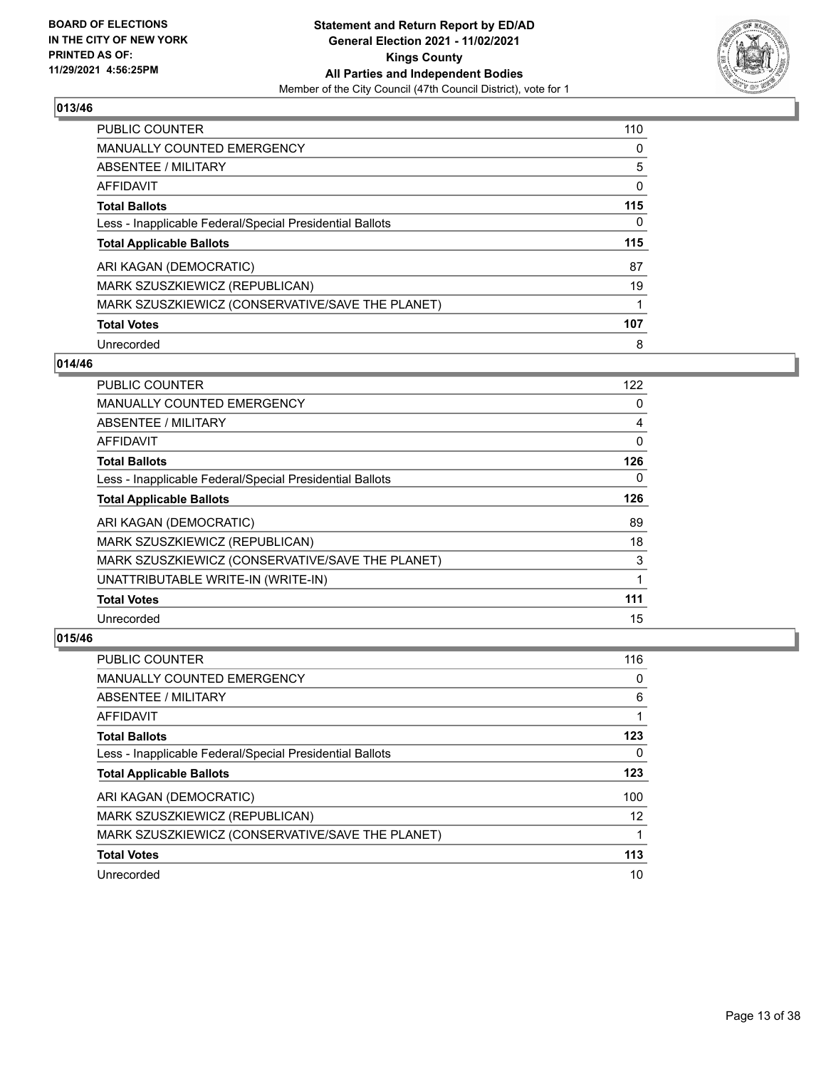**BOARD OF ELECTIONS IN THE CITY OF NEW YORK PRINTED AS OF: 11/29/2021 4:56:25PM**

**Statement and Return Report by ED/AD General Election 2021 - 11/02/2021 Kings County All Parties and Independent Bodies**
Member of the City Council (47th Council District), vote for 1

## 013/46

| | |
|---|---|
| PUBLIC COUNTER | 110 |
| MANUALLY COUNTED EMERGENCY | 0 |
| ABSENTEE / MILITARY | 5 |
| AFFIDAVIT | 0 |
| **Total Ballots** | **115** |
| Less - Inapplicable Federal/Special Presidential Ballots | 0 |
| **Total Applicable Ballots** | **115** |
| ARI KAGAN (DEMOCRATIC) | 87 |
| MARK SZUSZKIEWICZ (REPUBLICAN) | 19 |
| MARK SZUSZKIEWICZ (CONSERVATIVE/SAVE THE PLANET) | 1 |
| **Total Votes** | **107** |
| Unrecorded | 8 |

## 014/46

| | |
|---|---|
| PUBLIC COUNTER | 122 |
| MANUALLY COUNTED EMERGENCY | 0 |
| ABSENTEE / MILITARY | 4 |
| AFFIDAVIT | 0 |
| **Total Ballots** | **126** |
| Less - Inapplicable Federal/Special Presidential Ballots | 0 |
| **Total Applicable Ballots** | **126** |
| ARI KAGAN (DEMOCRATIC) | 89 |
| MARK SZUSZKIEWICZ (REPUBLICAN) | 18 |
| MARK SZUSZKIEWICZ (CONSERVATIVE/SAVE THE PLANET) | 3 |
| UNATTRIBUTABLE WRITE-IN (WRITE-IN) | 1 |
| **Total Votes** | **111** |
| Unrecorded | 15 |

## 015/46

| | |
|---|---|
| PUBLIC COUNTER | 116 |
| MANUALLY COUNTED EMERGENCY | 0 |
| ABSENTEE / MILITARY | 6 |
| AFFIDAVIT | 1 |
| **Total Ballots** | **123** |
| Less - Inapplicable Federal/Special Presidential Ballots | 0 |
| **Total Applicable Ballots** | **123** |
| ARI KAGAN (DEMOCRATIC) | 100 |
| MARK SZUSZKIEWICZ (REPUBLICAN) | 12 |
| MARK SZUSZKIEWICZ (CONSERVATIVE/SAVE THE PLANET) | 1 |
| **Total Votes** | **113** |
| Unrecorded | 10 |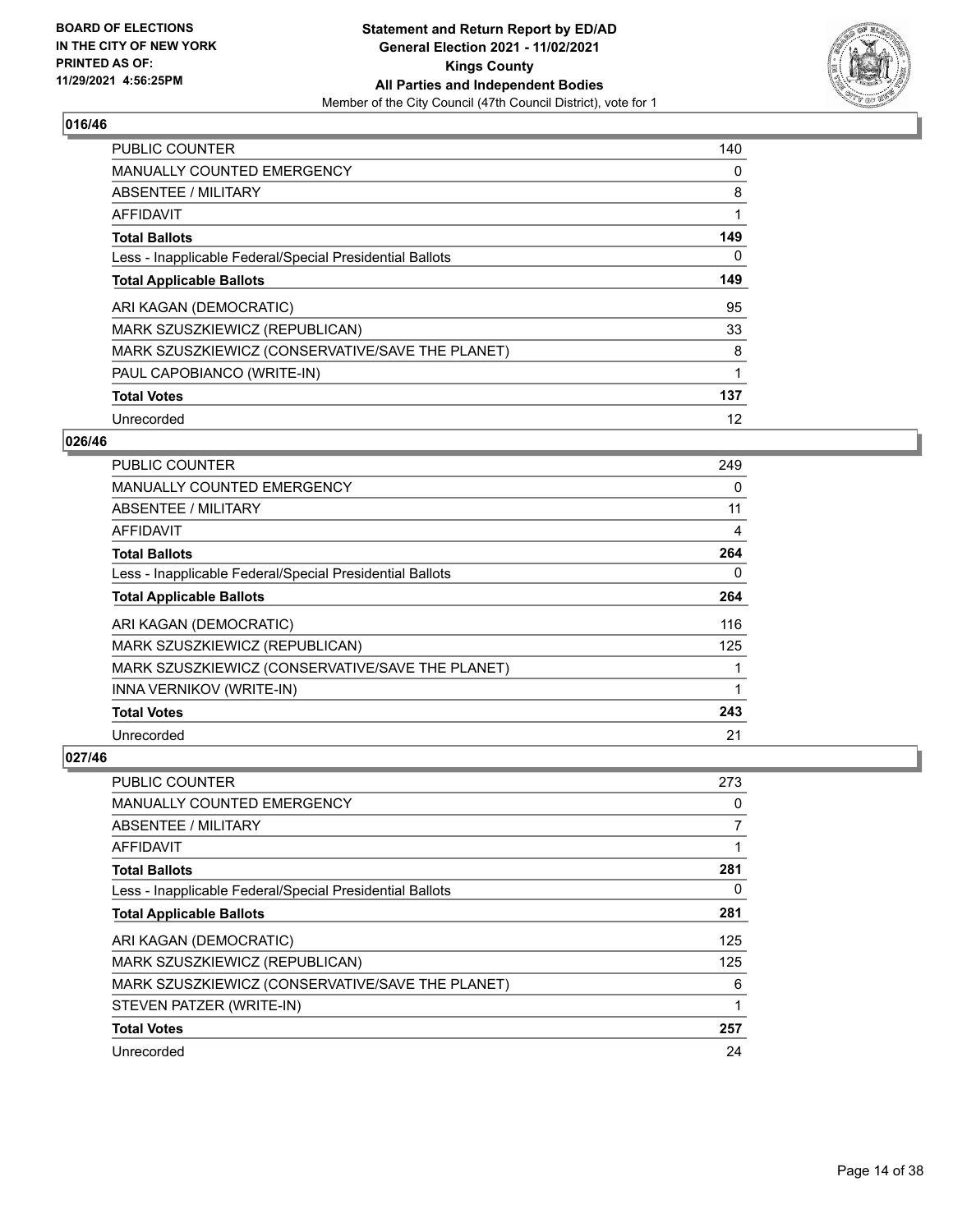**BOARD OF ELECTIONS IN THE CITY OF NEW YORK PRINTED AS OF: 11/29/2021 4:56:25PM**

**Statement and Return Report by ED/AD General Election 2021 - 11/02/2021 Kings County All Parties and Independent Bodies**

Member of the City Council (47th Council District), vote for 1

## 016/46

| | |
|---|---|
| PUBLIC COUNTER | 140 |
| MANUALLY COUNTED EMERGENCY | 0 |
| ABSENTEE / MILITARY | 8 |
| AFFIDAVIT | 1 |
| **Total Ballots** | **149** |
| Less - Inapplicable Federal/Special Presidential Ballots | 0 |
| **Total Applicable Ballots** | **149** |
| ARI KAGAN (DEMOCRATIC) | 95 |
| MARK SZUSZKIEWICZ (REPUBLICAN) | 33 |
| MARK SZUSZKIEWICZ (CONSERVATIVE/SAVE THE PLANET) | 8 |
| PAUL CAPOBIANCO (WRITE-IN) | 1 |
| **Total Votes** | **137** |
| Unrecorded | 12 |

## 026/46

| | |
|---|---|
| PUBLIC COUNTER | 249 |
| MANUALLY COUNTED EMERGENCY | 0 |
| ABSENTEE / MILITARY | 11 |
| AFFIDAVIT | 4 |
| **Total Ballots** | **264** |
| Less - Inapplicable Federal/Special Presidential Ballots | 0 |
| **Total Applicable Ballots** | **264** |
| ARI KAGAN (DEMOCRATIC) | 116 |
| MARK SZUSZKIEWICZ (REPUBLICAN) | 125 |
| MARK SZUSZKIEWICZ (CONSERVATIVE/SAVE THE PLANET) | 1 |
| INNA VERNIKOV (WRITE-IN) | 1 |
| **Total Votes** | **243** |
| Unrecorded | 21 |

## 027/46

| | |
|---|---|
| PUBLIC COUNTER | 273 |
| MANUALLY COUNTED EMERGENCY | 0 |
| ABSENTEE / MILITARY | 7 |
| AFFIDAVIT | 1 |
| **Total Ballots** | **281** |
| Less - Inapplicable Federal/Special Presidential Ballots | 0 |
| **Total Applicable Ballots** | **281** |
| ARI KAGAN (DEMOCRATIC) | 125 |
| MARK SZUSZKIEWICZ (REPUBLICAN) | 125 |
| MARK SZUSZKIEWICZ (CONSERVATIVE/SAVE THE PLANET) | 6 |
| STEVEN PATZER (WRITE-IN) | 1 |
| **Total Votes** | **257** |
| Unrecorded | 24 |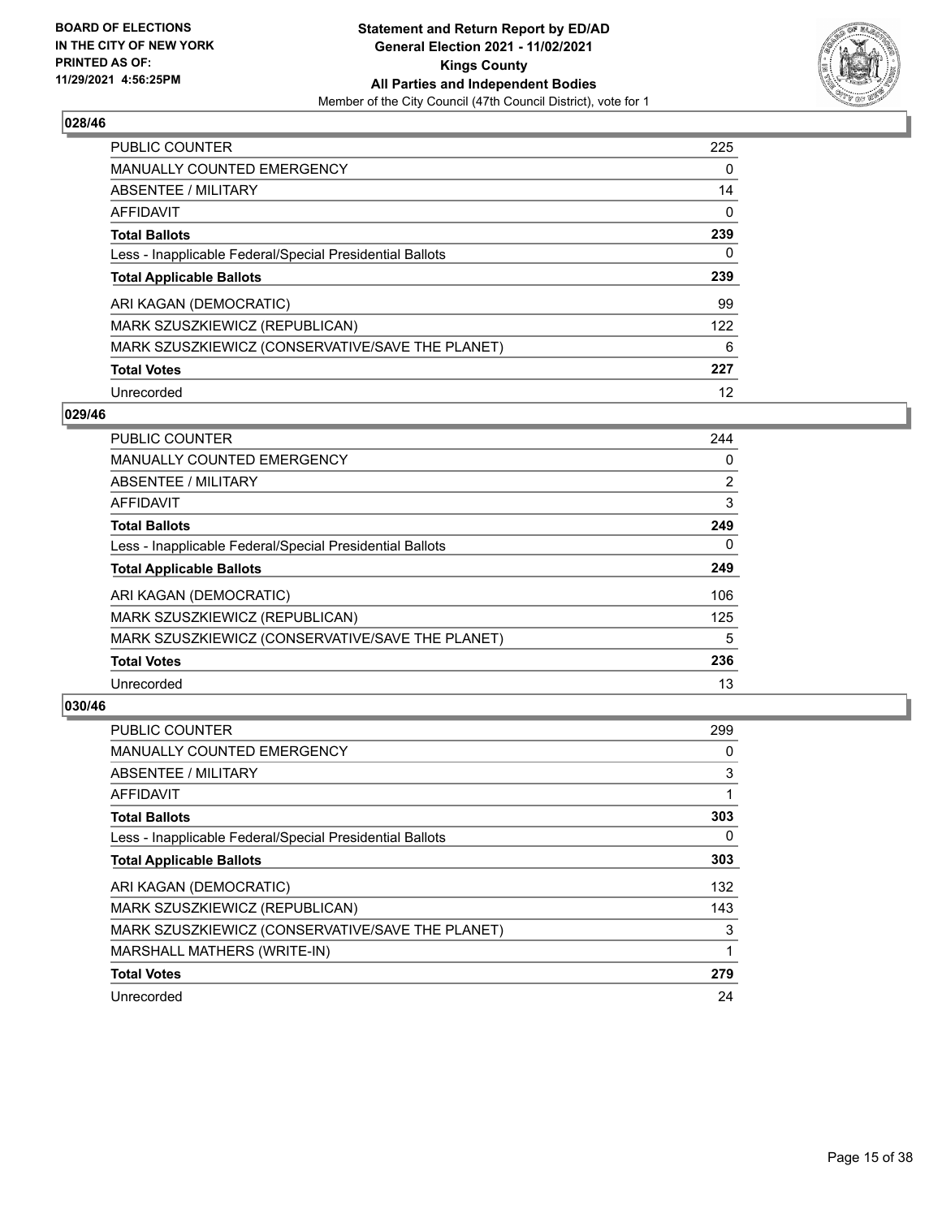**BOARD OF ELECTIONS IN THE CITY OF NEW YORK PRINTED AS OF: 11/29/2021 4:56:25PM**

**Statement and Return Report by ED/AD General Election 2021 - 11/02/2021 Kings County All Parties and Independent Bodies**
Member of the City Council (47th Council District), vote for 1

## 028/46

| | |
|---|---|
| PUBLIC COUNTER | 225 |
| MANUALLY COUNTED EMERGENCY | 0 |
| ABSENTEE / MILITARY | 14 |
| AFFIDAVIT | 0 |
| **Total Ballots** | **239** |
| Less - Inapplicable Federal/Special Presidential Ballots | 0 |
| **Total Applicable Ballots** | **239** |
| ARI KAGAN (DEMOCRATIC) | 99 |
| MARK SZUSZKIEWICZ (REPUBLICAN) | 122 |
| MARK SZUSZKIEWICZ (CONSERVATIVE/SAVE THE PLANET) | 6 |
| **Total Votes** | **227** |
| Unrecorded | 12 |

## 029/46

| | |
|---|---|
| PUBLIC COUNTER | 244 |
| MANUALLY COUNTED EMERGENCY | 0 |
| ABSENTEE / MILITARY | 2 |
| AFFIDAVIT | 3 |
| **Total Ballots** | **249** |
| Less - Inapplicable Federal/Special Presidential Ballots | 0 |
| **Total Applicable Ballots** | **249** |
| ARI KAGAN (DEMOCRATIC) | 106 |
| MARK SZUSZKIEWICZ (REPUBLICAN) | 125 |
| MARK SZUSZKIEWICZ (CONSERVATIVE/SAVE THE PLANET) | 5 |
| **Total Votes** | **236** |
| Unrecorded | 13 |

## 030/46

| | |
|---|---|
| PUBLIC COUNTER | 299 |
| MANUALLY COUNTED EMERGENCY | 0 |
| ABSENTEE / MILITARY | 3 |
| AFFIDAVIT | 1 |
| **Total Ballots** | **303** |
| Less - Inapplicable Federal/Special Presidential Ballots | 0 |
| **Total Applicable Ballots** | **303** |
| ARI KAGAN (DEMOCRATIC) | 132 |
| MARK SZUSZKIEWICZ (REPUBLICAN) | 143 |
| MARK SZUSZKIEWICZ (CONSERVATIVE/SAVE THE PLANET) | 3 |
| MARSHALL MATHERS (WRITE-IN) | 1 |
| **Total Votes** | **279** |
| Unrecorded | 24 |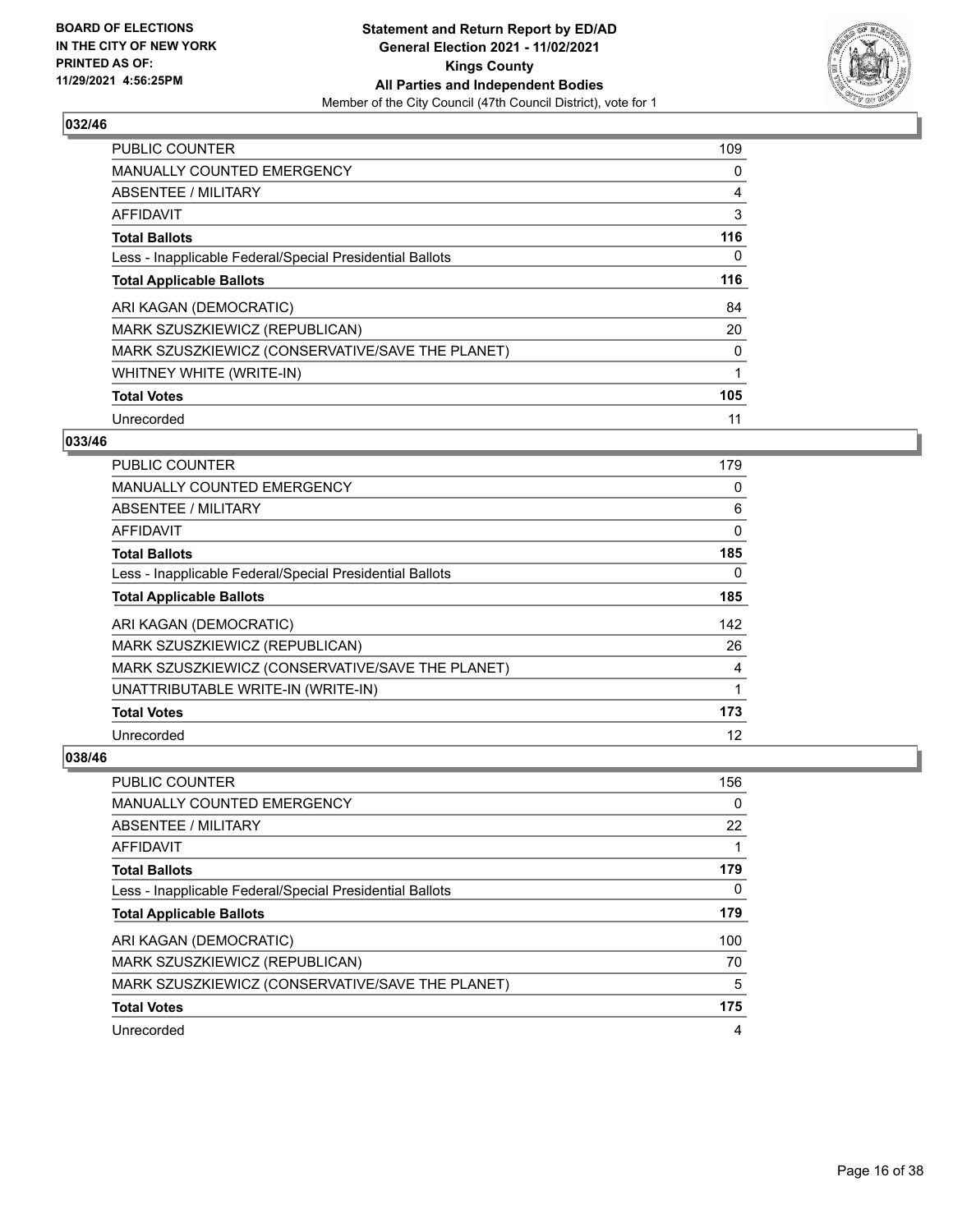**BOARD OF ELECTIONS IN THE CITY OF NEW YORK PRINTED AS OF: 11/29/2021 4:56:25PM**

**Statement and Return Report by ED/AD**
**General Election 2021 - 11/02/2021**
**Kings County**
**All Parties and Independent Bodies**
Member of the City Council (47th Council District), vote for 1

## 032/46

| | |
|---|---|
| PUBLIC COUNTER | 109 |
| MANUALLY COUNTED EMERGENCY | 0 |
| ABSENTEE / MILITARY | 4 |
| AFFIDAVIT | 3 |
| **Total Ballots** | **116** |
| Less - Inapplicable Federal/Special Presidential Ballots | 0 |
| **Total Applicable Ballots** | **116** |
| ARI KAGAN (DEMOCRATIC) | 84 |
| MARK SZUSZKIEWICZ (REPUBLICAN) | 20 |
| MARK SZUSZKIEWICZ (CONSERVATIVE/SAVE THE PLANET) | 0 |
| WHITNEY WHITE (WRITE-IN) | 1 |
| **Total Votes** | **105** |
| Unrecorded | 11 |

## 033/46

| | |
|---|---|
| PUBLIC COUNTER | 179 |
| MANUALLY COUNTED EMERGENCY | 0 |
| ABSENTEE / MILITARY | 6 |
| AFFIDAVIT | 0 |
| **Total Ballots** | **185** |
| Less - Inapplicable Federal/Special Presidential Ballots | 0 |
| **Total Applicable Ballots** | **185** |
| ARI KAGAN (DEMOCRATIC) | 142 |
| MARK SZUSZKIEWICZ (REPUBLICAN) | 26 |
| MARK SZUSZKIEWICZ (CONSERVATIVE/SAVE THE PLANET) | 4 |
| UNATTRIBUTABLE WRITE-IN (WRITE-IN) | 1 |
| **Total Votes** | **173** |
| Unrecorded | 12 |

## 038/46

| | |
|---|---|
| PUBLIC COUNTER | 156 |
| MANUALLY COUNTED EMERGENCY | 0 |
| ABSENTEE / MILITARY | 22 |
| AFFIDAVIT | 1 |
| **Total Ballots** | **179** |
| Less - Inapplicable Federal/Special Presidential Ballots | 0 |
| **Total Applicable Ballots** | **179** |
| ARI KAGAN (DEMOCRATIC) | 100 |
| MARK SZUSZKIEWICZ (REPUBLICAN) | 70 |
| MARK SZUSZKIEWICZ (CONSERVATIVE/SAVE THE PLANET) | 5 |
| **Total Votes** | **175** |
| Unrecorded | 4 |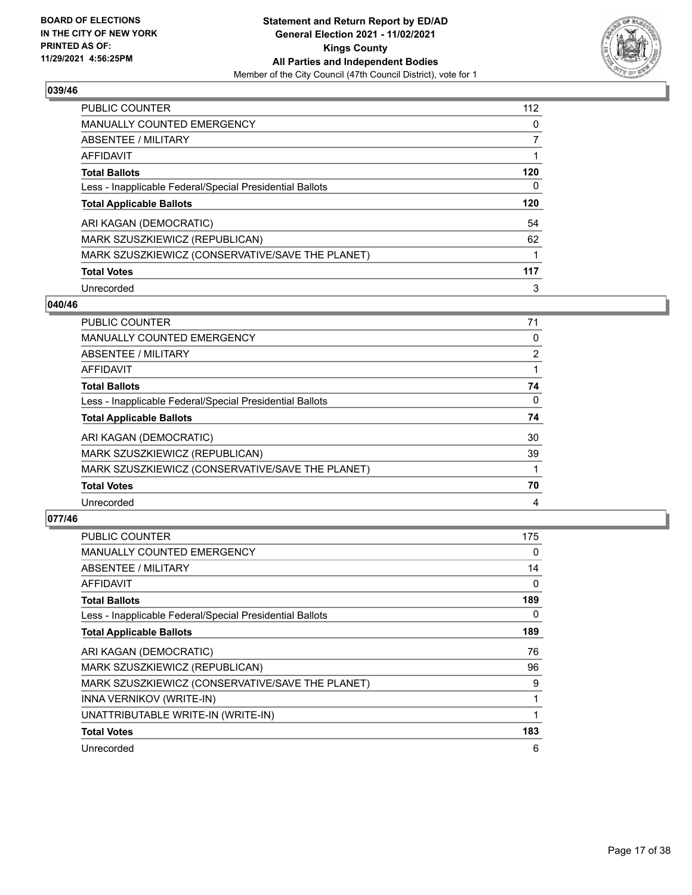**BOARD OF ELECTIONS IN THE CITY OF NEW YORK PRINTED AS OF: 11/29/2021 4:56:25PM**

**Statement and Return Report by ED/AD General Election 2021 - 11/02/2021 Kings County All Parties and Independent Bodies**

Member of the City Council (47th Council District), vote for 1

## 039/46

| | |
|---|---|
| PUBLIC COUNTER | 112 |
| MANUALLY COUNTED EMERGENCY | 0 |
| ABSENTEE / MILITARY | 7 |
| AFFIDAVIT | 1 |
| **Total Ballots** | **120** |
| Less - Inapplicable Federal/Special Presidential Ballots | 0 |
| **Total Applicable Ballots** | **120** |
| ARI KAGAN (DEMOCRATIC) | 54 |
| MARK SZUSZKIEWICZ (REPUBLICAN) | 62 |
| MARK SZUSZKIEWICZ (CONSERVATIVE/SAVE THE PLANET) | 1 |
| **Total Votes** | **117** |
| Unrecorded | 3 |

## 040/46

| | |
|---|---|
| PUBLIC COUNTER | 71 |
| MANUALLY COUNTED EMERGENCY | 0 |
| ABSENTEE / MILITARY | 2 |
| AFFIDAVIT | 1 |
| **Total Ballots** | **74** |
| Less - Inapplicable Federal/Special Presidential Ballots | 0 |
| **Total Applicable Ballots** | **74** |
| ARI KAGAN (DEMOCRATIC) | 30 |
| MARK SZUSZKIEWICZ (REPUBLICAN) | 39 |
| MARK SZUSZKIEWICZ (CONSERVATIVE/SAVE THE PLANET) | 1 |
| **Total Votes** | **70** |
| Unrecorded | 4 |

## 077/46

| | |
|---|---|
| PUBLIC COUNTER | 175 |
| MANUALLY COUNTED EMERGENCY | 0 |
| ABSENTEE / MILITARY | 14 |
| AFFIDAVIT | 0 |
| **Total Ballots** | **189** |
| Less - Inapplicable Federal/Special Presidential Ballots | 0 |
| **Total Applicable Ballots** | **189** |
| ARI KAGAN (DEMOCRATIC) | 76 |
| MARK SZUSZKIEWICZ (REPUBLICAN) | 96 |
| MARK SZUSZKIEWICZ (CONSERVATIVE/SAVE THE PLANET) | 9 |
| INNA VERNIKOV (WRITE-IN) | 1 |
| UNATTRIBUTABLE WRITE-IN (WRITE-IN) | 1 |
| **Total Votes** | **183** |
| Unrecorded | 6 |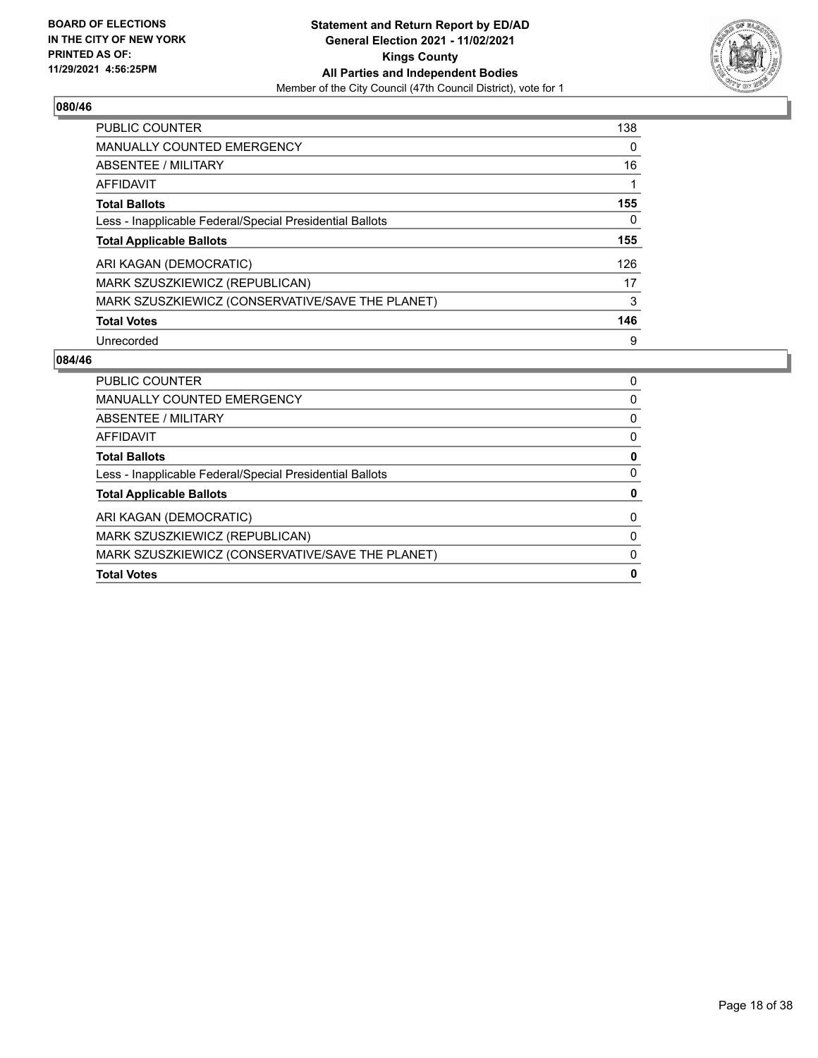**BOARD OF ELECTIONS IN THE CITY OF NEW YORK PRINTED AS OF: 11/29/2021 4:56:25PM**

**Statement and Return Report by ED/AD General Election 2021 - 11/02/2021 Kings County All Parties and Independent Bodies**

Member of the City Council (47th Council District), vote for 1

## 080/46

| | |
|---|---|
| PUBLIC COUNTER | 138 |
| MANUALLY COUNTED EMERGENCY | 0 |
| ABSENTEE / MILITARY | 16 |
| AFFIDAVIT | 1 |
| **Total Ballots** | **155** |
| Less - Inapplicable Federal/Special Presidential Ballots | 0 |
| **Total Applicable Ballots** | **155** |
| ARI KAGAN (DEMOCRATIC) | 126 |
| MARK SZUSZKIEWICZ (REPUBLICAN) | 17 |
| MARK SZUSZKIEWICZ (CONSERVATIVE/SAVE THE PLANET) | 3 |
| **Total Votes** | **146** |
| Unrecorded | 9 |

## 084/46

| | |
|---|---|
| PUBLIC COUNTER | 0 |
| MANUALLY COUNTED EMERGENCY | 0 |
| ABSENTEE / MILITARY | 0 |
| AFFIDAVIT | 0 |
| **Total Ballots** | **0** |
| Less - Inapplicable Federal/Special Presidential Ballots | 0 |
| **Total Applicable Ballots** | **0** |
| ARI KAGAN (DEMOCRATIC) | 0 |
| MARK SZUSZKIEWICZ (REPUBLICAN) | 0 |
| MARK SZUSZKIEWICZ (CONSERVATIVE/SAVE THE PLANET) | 0 |
| **Total Votes** | **0** |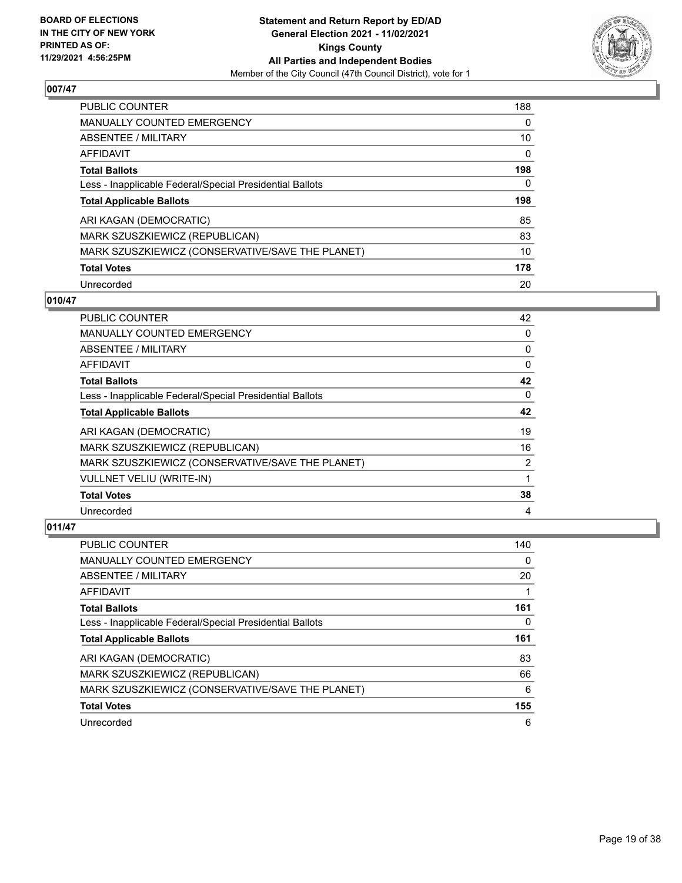BOARD OF ELECTIONS
IN THE CITY OF NEW YORK
PRINTED AS OF:
11/29/2021 4:56:25PM

**Statement and Return Report by ED/AD**
**General Election 2021 - 11/02/2021**
**Kings County**
**All Parties and Independent Bodies**
Member of the City Council (47th Council District), vote for 1

## 007/47

| | |
|---|---|
| PUBLIC COUNTER | 188 |
| MANUALLY COUNTED EMERGENCY | 0 |
| ABSENTEE / MILITARY | 10 |
| AFFIDAVIT | 0 |
| **Total Ballots** | **198** |
| Less - Inapplicable Federal/Special Presidential Ballots | 0 |
| **Total Applicable Ballots** | **198** |
| ARI KAGAN (DEMOCRATIC) | 85 |
| MARK SZUSZKIEWICZ (REPUBLICAN) | 83 |
| MARK SZUSZKIEWICZ (CONSERVATIVE/SAVE THE PLANET) | 10 |
| **Total Votes** | **178** |
| Unrecorded | 20 |

## 010/47

| | |
|---|---|
| PUBLIC COUNTER | 42 |
| MANUALLY COUNTED EMERGENCY | 0 |
| ABSENTEE / MILITARY | 0 |
| AFFIDAVIT | 0 |
| **Total Ballots** | **42** |
| Less - Inapplicable Federal/Special Presidential Ballots | 0 |
| **Total Applicable Ballots** | **42** |
| ARI KAGAN (DEMOCRATIC) | 19 |
| MARK SZUSZKIEWICZ (REPUBLICAN) | 16 |
| MARK SZUSZKIEWICZ (CONSERVATIVE/SAVE THE PLANET) | 2 |
| VULLNET VELIU (WRITE-IN) | 1 |
| **Total Votes** | **38** |
| Unrecorded | 4 |

## 011/47

| | |
|---|---|
| PUBLIC COUNTER | 140 |
| MANUALLY COUNTED EMERGENCY | 0 |
| ABSENTEE / MILITARY | 20 |
| AFFIDAVIT | 1 |
| **Total Ballots** | **161** |
| Less - Inapplicable Federal/Special Presidential Ballots | 0 |
| **Total Applicable Ballots** | **161** |
| ARI KAGAN (DEMOCRATIC) | 83 |
| MARK SZUSZKIEWICZ (REPUBLICAN) | 66 |
| MARK SZUSZKIEWICZ (CONSERVATIVE/SAVE THE PLANET) | 6 |
| **Total Votes** | **155** |
| Unrecorded | 6 |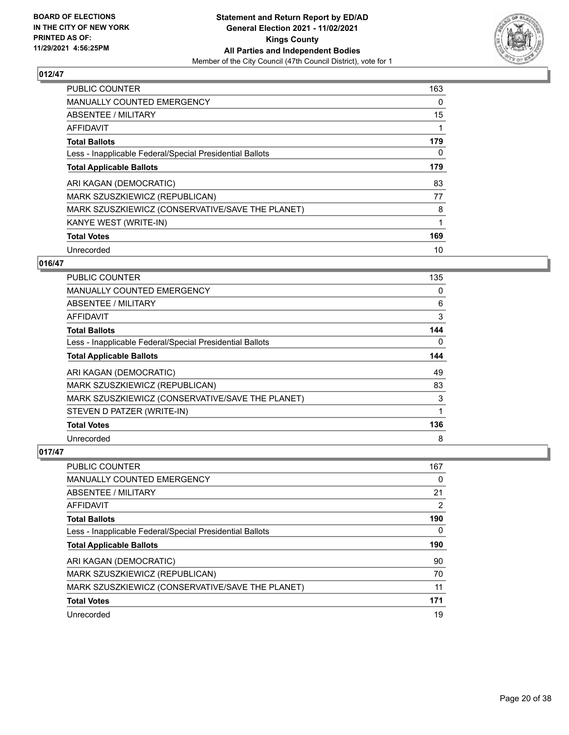**BOARD OF ELECTIONS IN THE CITY OF NEW YORK PRINTED AS OF: 11/29/2021 4:56:25PM**

**Statement and Return Report by ED/AD General Election 2021 - 11/02/2021 Kings County All Parties and Independent Bodies**

Member of the City Council (47th Council District), vote for 1

## 012/47

| | |
|---|---|
| PUBLIC COUNTER | 163 |
| MANUALLY COUNTED EMERGENCY | 0 |
| ABSENTEE / MILITARY | 15 |
| AFFIDAVIT | 1 |
| **Total Ballots** | **179** |
| Less - Inapplicable Federal/Special Presidential Ballots | 0 |
| **Total Applicable Ballots** | **179** |
| ARI KAGAN (DEMOCRATIC) | 83 |
| MARK SZUSZKIEWICZ (REPUBLICAN) | 77 |
| MARK SZUSZKIEWICZ (CONSERVATIVE/SAVE THE PLANET) | 8 |
| KANYE WEST (WRITE-IN) | 1 |
| **Total Votes** | **169** |
| Unrecorded | 10 |

## 016/47

| | |
|---|---|
| PUBLIC COUNTER | 135 |
| MANUALLY COUNTED EMERGENCY | 0 |
| ABSENTEE / MILITARY | 6 |
| AFFIDAVIT | 3 |
| **Total Ballots** | **144** |
| Less - Inapplicable Federal/Special Presidential Ballots | 0 |
| **Total Applicable Ballots** | **144** |
| ARI KAGAN (DEMOCRATIC) | 49 |
| MARK SZUSZKIEWICZ (REPUBLICAN) | 83 |
| MARK SZUSZKIEWICZ (CONSERVATIVE/SAVE THE PLANET) | 3 |
| STEVEN D PATZER (WRITE-IN) | 1 |
| **Total Votes** | **136** |
| Unrecorded | 8 |

## 017/47

| | |
|---|---|
| PUBLIC COUNTER | 167 |
| MANUALLY COUNTED EMERGENCY | 0 |
| ABSENTEE / MILITARY | 21 |
| AFFIDAVIT | 2 |
| **Total Ballots** | **190** |
| Less - Inapplicable Federal/Special Presidential Ballots | 0 |
| **Total Applicable Ballots** | **190** |
| ARI KAGAN (DEMOCRATIC) | 90 |
| MARK SZUSZKIEWICZ (REPUBLICAN) | 70 |
| MARK SZUSZKIEWICZ (CONSERVATIVE/SAVE THE PLANET) | 11 |
| **Total Votes** | **171** |
| Unrecorded | 19 |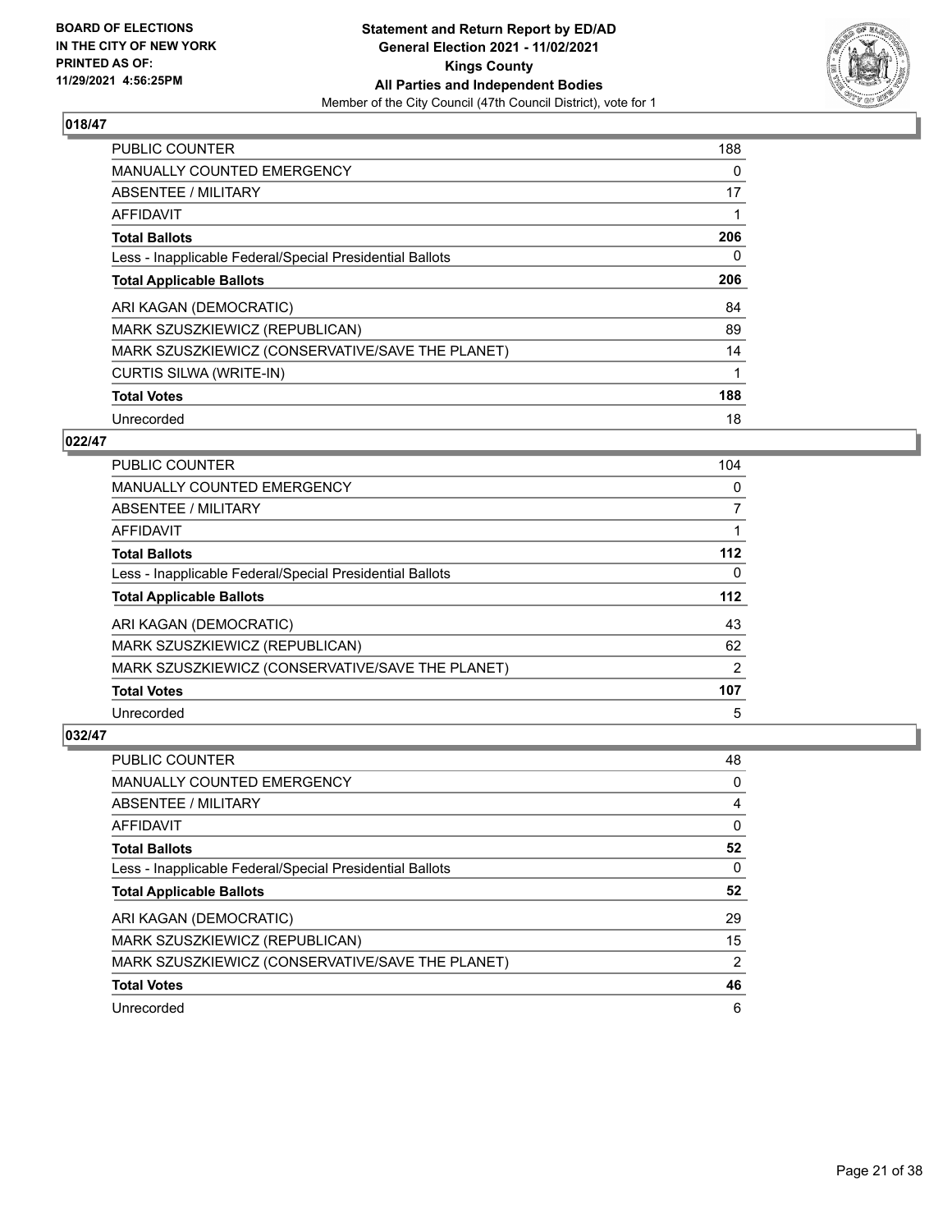**BOARD OF ELECTIONS IN THE CITY OF NEW YORK PRINTED AS OF: 11/29/2021 4:56:25PM**

**Statement and Return Report by ED/AD General Election 2021 - 11/02/2021 Kings County All Parties and Independent Bodies**
Member of the City Council (47th Council District), vote for 1

## 018/47

| | |
|---|---|
| PUBLIC COUNTER | 188 |
| MANUALLY COUNTED EMERGENCY | 0 |
| ABSENTEE / MILITARY | 17 |
| AFFIDAVIT | 1 |
| **Total Ballots** | **206** |
| Less - Inapplicable Federal/Special Presidential Ballots | 0 |
| **Total Applicable Ballots** | **206** |
| ARI KAGAN (DEMOCRATIC) | 84 |
| MARK SZUSZKIEWICZ (REPUBLICAN) | 89 |
| MARK SZUSZKIEWICZ (CONSERVATIVE/SAVE THE PLANET) | 14 |
| CURTIS SILWA (WRITE-IN) | 1 |
| **Total Votes** | **188** |
| Unrecorded | 18 |

## 022/47

| | |
|---|---|
| PUBLIC COUNTER | 104 |
| MANUALLY COUNTED EMERGENCY | 0 |
| ABSENTEE / MILITARY | 7 |
| AFFIDAVIT | 1 |
| **Total Ballots** | **112** |
| Less - Inapplicable Federal/Special Presidential Ballots | 0 |
| **Total Applicable Ballots** | **112** |
| ARI KAGAN (DEMOCRATIC) | 43 |
| MARK SZUSZKIEWICZ (REPUBLICAN) | 62 |
| MARK SZUSZKIEWICZ (CONSERVATIVE/SAVE THE PLANET) | 2 |
| **Total Votes** | **107** |
| Unrecorded | 5 |

## 032/47

| | |
|---|---|
| PUBLIC COUNTER | 48 |
| MANUALLY COUNTED EMERGENCY | 0 |
| ABSENTEE / MILITARY | 4 |
| AFFIDAVIT | 0 |
| **Total Ballots** | **52** |
| Less - Inapplicable Federal/Special Presidential Ballots | 0 |
| **Total Applicable Ballots** | **52** |
| ARI KAGAN (DEMOCRATIC) | 29 |
| MARK SZUSZKIEWICZ (REPUBLICAN) | 15 |
| MARK SZUSZKIEWICZ (CONSERVATIVE/SAVE THE PLANET) | 2 |
| **Total Votes** | **46** |
| Unrecorded | 6 |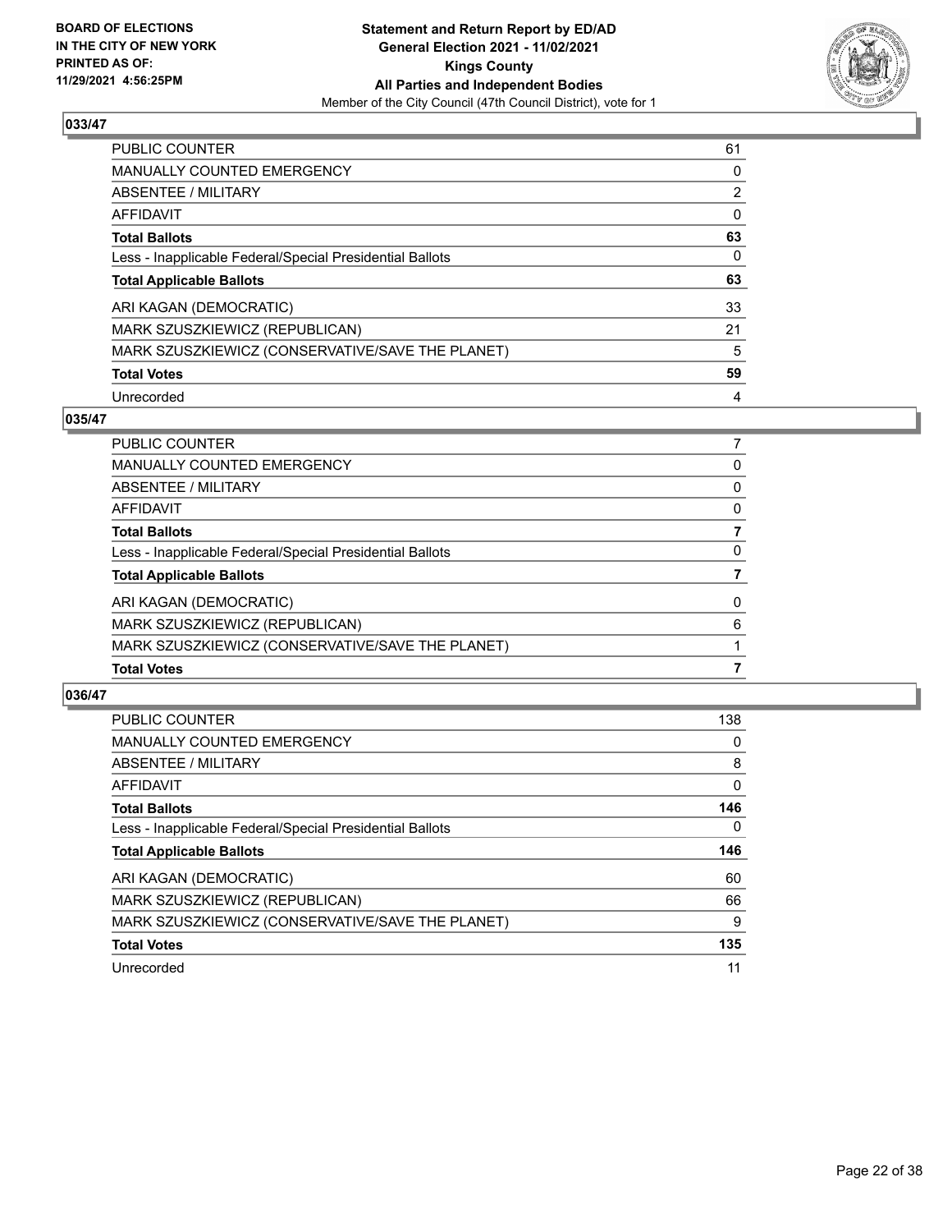## 033/47

| | |
|---|---|
| PUBLIC COUNTER | 61 |
| MANUALLY COUNTED EMERGENCY | 0 |
| ABSENTEE / MILITARY | 2 |
| AFFIDAVIT | 0 |
| **Total Ballots** | **63** |
| Less - Inapplicable Federal/Special Presidential Ballots | 0 |
| **Total Applicable Ballots** | **63** |
| ARI KAGAN (DEMOCRATIC) | 33 |
| MARK SZUSZKIEWICZ (REPUBLICAN) | 21 |
| MARK SZUSZKIEWICZ (CONSERVATIVE/SAVE THE PLANET) | 5 |
| **Total Votes** | **59** |
| Unrecorded | 4 |

## 035/47

| | |
|---|---|
| PUBLIC COUNTER | 7 |
| MANUALLY COUNTED EMERGENCY | 0 |
| ABSENTEE / MILITARY | 0 |
| AFFIDAVIT | 0 |
| **Total Ballots** | **7** |
| Less - Inapplicable Federal/Special Presidential Ballots | 0 |
| **Total Applicable Ballots** | **7** |
| ARI KAGAN (DEMOCRATIC) | 0 |
| MARK SZUSZKIEWICZ (REPUBLICAN) | 6 |
| MARK SZUSZKIEWICZ (CONSERVATIVE/SAVE THE PLANET) | 1 |
| **Total Votes** | **7** |

## 036/47

| | |
|---|---|
| PUBLIC COUNTER | 138 |
| MANUALLY COUNTED EMERGENCY | 0 |
| ABSENTEE / MILITARY | 8 |
| AFFIDAVIT | 0 |
| **Total Ballots** | **146** |
| Less - Inapplicable Federal/Special Presidential Ballots | 0 |
| **Total Applicable Ballots** | **146** |
| ARI KAGAN (DEMOCRATIC) | 60 |
| MARK SZUSZKIEWICZ (REPUBLICAN) | 66 |
| MARK SZUSZKIEWICZ (CONSERVATIVE/SAVE THE PLANET) | 9 |
| **Total Votes** | **135** |
| Unrecorded | 11 |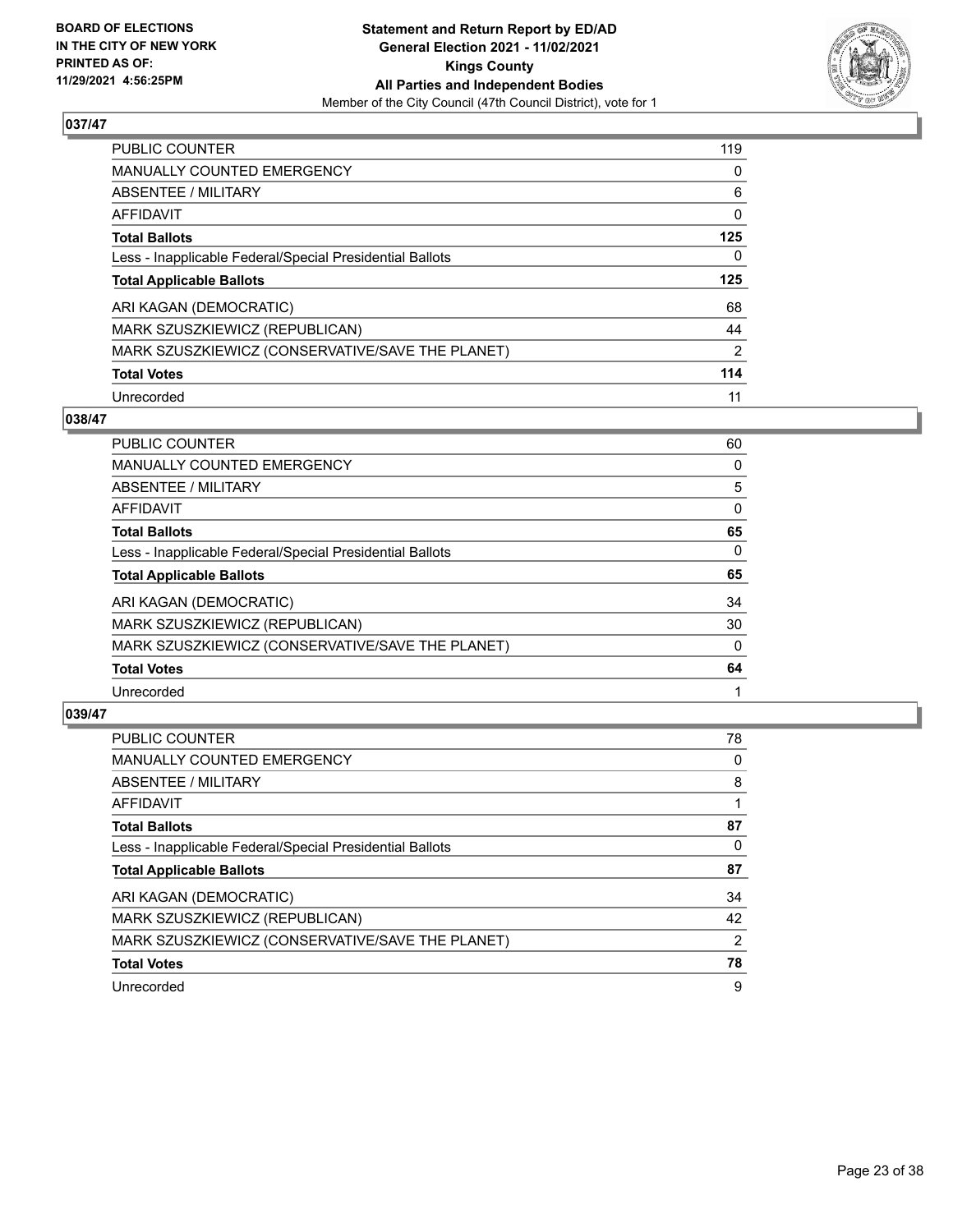**BOARD OF ELECTIONS IN THE CITY OF NEW YORK PRINTED AS OF: 11/29/2021 4:56:25PM**

**Statement and Return Report by ED/AD General Election 2021 - 11/02/2021 Kings County All Parties and Independent Bodies**

Member of the City Council (47th Council District), vote for 1

## 037/47

| | |
|---|---|
| PUBLIC COUNTER | 119 |
| MANUALLY COUNTED EMERGENCY | 0 |
| ABSENTEE / MILITARY | 6 |
| AFFIDAVIT | 0 |
| **Total Ballots** | **125** |
| Less - Inapplicable Federal/Special Presidential Ballots | 0 |
| **Total Applicable Ballots** | **125** |
| ARI KAGAN (DEMOCRATIC) | 68 |
| MARK SZUSZKIEWICZ (REPUBLICAN) | 44 |
| MARK SZUSZKIEWICZ (CONSERVATIVE/SAVE THE PLANET) | 2 |
| **Total Votes** | **114** |
| Unrecorded | 11 |

## 038/47

| | |
|---|---|
| PUBLIC COUNTER | 60 |
| MANUALLY COUNTED EMERGENCY | 0 |
| ABSENTEE / MILITARY | 5 |
| AFFIDAVIT | 0 |
| **Total Ballots** | **65** |
| Less - Inapplicable Federal/Special Presidential Ballots | 0 |
| **Total Applicable Ballots** | **65** |
| ARI KAGAN (DEMOCRATIC) | 34 |
| MARK SZUSZKIEWICZ (REPUBLICAN) | 30 |
| MARK SZUSZKIEWICZ (CONSERVATIVE/SAVE THE PLANET) | 0 |
| **Total Votes** | **64** |
| Unrecorded | 1 |

## 039/47

| | |
|---|---|
| PUBLIC COUNTER | 78 |
| MANUALLY COUNTED EMERGENCY | 0 |
| ABSENTEE / MILITARY | 8 |
| AFFIDAVIT | 1 |
| **Total Ballots** | **87** |
| Less - Inapplicable Federal/Special Presidential Ballots | 0 |
| **Total Applicable Ballots** | **87** |
| ARI KAGAN (DEMOCRATIC) | 34 |
| MARK SZUSZKIEWICZ (REPUBLICAN) | 42 |
| MARK SZUSZKIEWICZ (CONSERVATIVE/SAVE THE PLANET) | 2 |
| **Total Votes** | **78** |
| Unrecorded | 9 |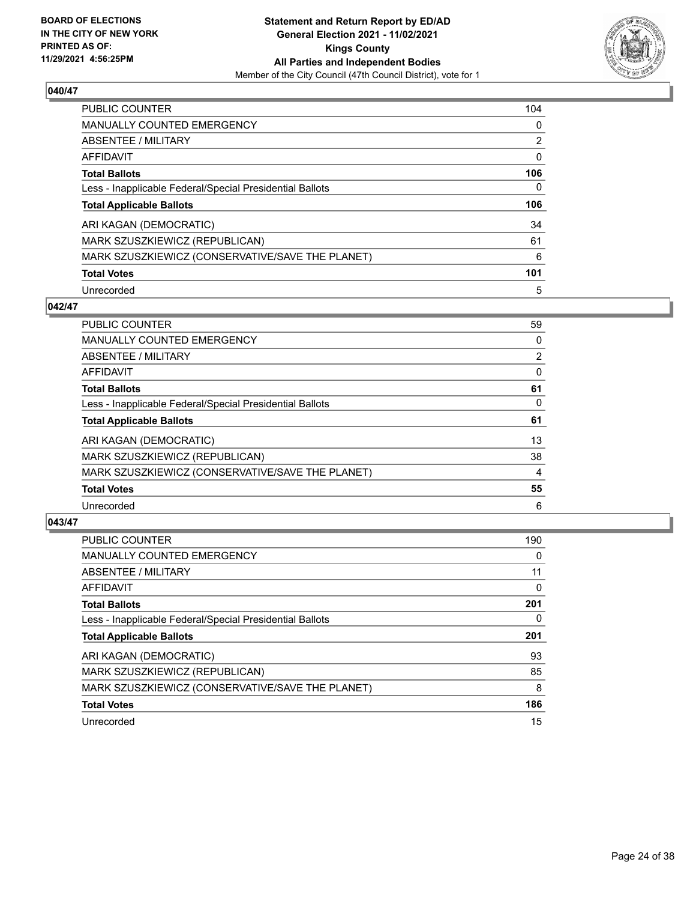**Statement and Return Report by ED/AD**
**General Election 2021 - 11/02/2021**
**Kings County**
**All Parties and Independent Bodies**
Member of the City Council (47th Council District), vote for 1

BOARD OF ELECTIONS IN THE CITY OF NEW YORK PRINTED AS OF: 11/29/2021 4:56:25PM

## 040/47

| | |
|---|---|
| PUBLIC COUNTER | 104 |
| MANUALLY COUNTED EMERGENCY | 0 |
| ABSENTEE / MILITARY | 2 |
| AFFIDAVIT | 0 |
| **Total Ballots** | **106** |
| Less - Inapplicable Federal/Special Presidential Ballots | 0 |
| **Total Applicable Ballots** | **106** |
| ARI KAGAN (DEMOCRATIC) | 34 |
| MARK SZUSZKIEWICZ (REPUBLICAN) | 61 |
| MARK SZUSZKIEWICZ (CONSERVATIVE/SAVE THE PLANET) | 6 |
| **Total Votes** | **101** |
| Unrecorded | 5 |

## 042/47

| | |
|---|---|
| PUBLIC COUNTER | 59 |
| MANUALLY COUNTED EMERGENCY | 0 |
| ABSENTEE / MILITARY | 2 |
| AFFIDAVIT | 0 |
| **Total Ballots** | **61** |
| Less - Inapplicable Federal/Special Presidential Ballots | 0 |
| **Total Applicable Ballots** | **61** |
| ARI KAGAN (DEMOCRATIC) | 13 |
| MARK SZUSZKIEWICZ (REPUBLICAN) | 38 |
| MARK SZUSZKIEWICZ (CONSERVATIVE/SAVE THE PLANET) | 4 |
| **Total Votes** | **55** |
| Unrecorded | 6 |

## 043/47

| | |
|---|---|
| PUBLIC COUNTER | 190 |
| MANUALLY COUNTED EMERGENCY | 0 |
| ABSENTEE / MILITARY | 11 |
| AFFIDAVIT | 0 |
| **Total Ballots** | **201** |
| Less - Inapplicable Federal/Special Presidential Ballots | 0 |
| **Total Applicable Ballots** | **201** |
| ARI KAGAN (DEMOCRATIC) | 93 |
| MARK SZUSZKIEWICZ (REPUBLICAN) | 85 |
| MARK SZUSZKIEWICZ (CONSERVATIVE/SAVE THE PLANET) | 8 |
| **Total Votes** | **186** |
| Unrecorded | 15 |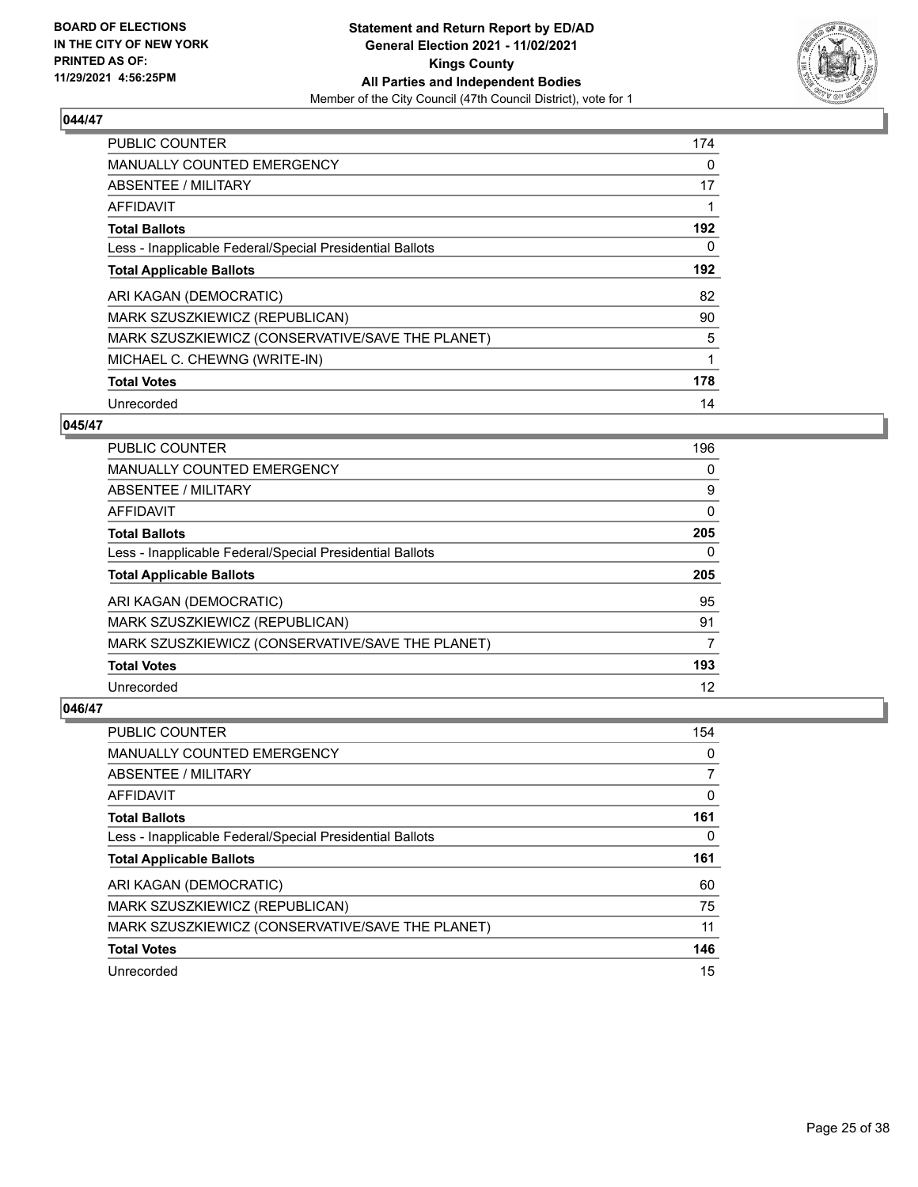**BOARD OF ELECTIONS IN THE CITY OF NEW YORK PRINTED AS OF: 11/29/2021 4:56:25PM**

**Statement and Return Report by ED/AD General Election 2021 - 11/02/2021 Kings County All Parties and Independent Bodies**

Member of the City Council (47th Council District), vote for 1

### 044/47

| | |
|---|---|
| PUBLIC COUNTER | 174 |
| MANUALLY COUNTED EMERGENCY | 0 |
| ABSENTEE / MILITARY | 17 |
| AFFIDAVIT | 1 |
| **Total Ballots** | **192** |
| Less - Inapplicable Federal/Special Presidential Ballots | 0 |
| **Total Applicable Ballots** | **192** |
| ARI KAGAN (DEMOCRATIC) | 82 |
| MARK SZUSZKIEWICZ (REPUBLICAN) | 90 |
| MARK SZUSZKIEWICZ (CONSERVATIVE/SAVE THE PLANET) | 5 |
| MICHAEL C. CHEWNG (WRITE-IN) | 1 |
| **Total Votes** | **178** |
| Unrecorded | 14 |

### 045/47

| | |
|---|---|
| PUBLIC COUNTER | 196 |
| MANUALLY COUNTED EMERGENCY | 0 |
| ABSENTEE / MILITARY | 9 |
| AFFIDAVIT | 0 |
| **Total Ballots** | **205** |
| Less - Inapplicable Federal/Special Presidential Ballots | 0 |
| **Total Applicable Ballots** | **205** |
| ARI KAGAN (DEMOCRATIC) | 95 |
| MARK SZUSZKIEWICZ (REPUBLICAN) | 91 |
| MARK SZUSZKIEWICZ (CONSERVATIVE/SAVE THE PLANET) | 7 |
| **Total Votes** | **193** |
| Unrecorded | 12 |

### 046/47

| | |
|---|---|
| PUBLIC COUNTER | 154 |
| MANUALLY COUNTED EMERGENCY | 0 |
| ABSENTEE / MILITARY | 7 |
| AFFIDAVIT | 0 |
| **Total Ballots** | **161** |
| Less - Inapplicable Federal/Special Presidential Ballots | 0 |
| **Total Applicable Ballots** | **161** |
| ARI KAGAN (DEMOCRATIC) | 60 |
| MARK SZUSZKIEWICZ (REPUBLICAN) | 75 |
| MARK SZUSZKIEWICZ (CONSERVATIVE/SAVE THE PLANET) | 11 |
| **Total Votes** | **146** |
| Unrecorded | 15 |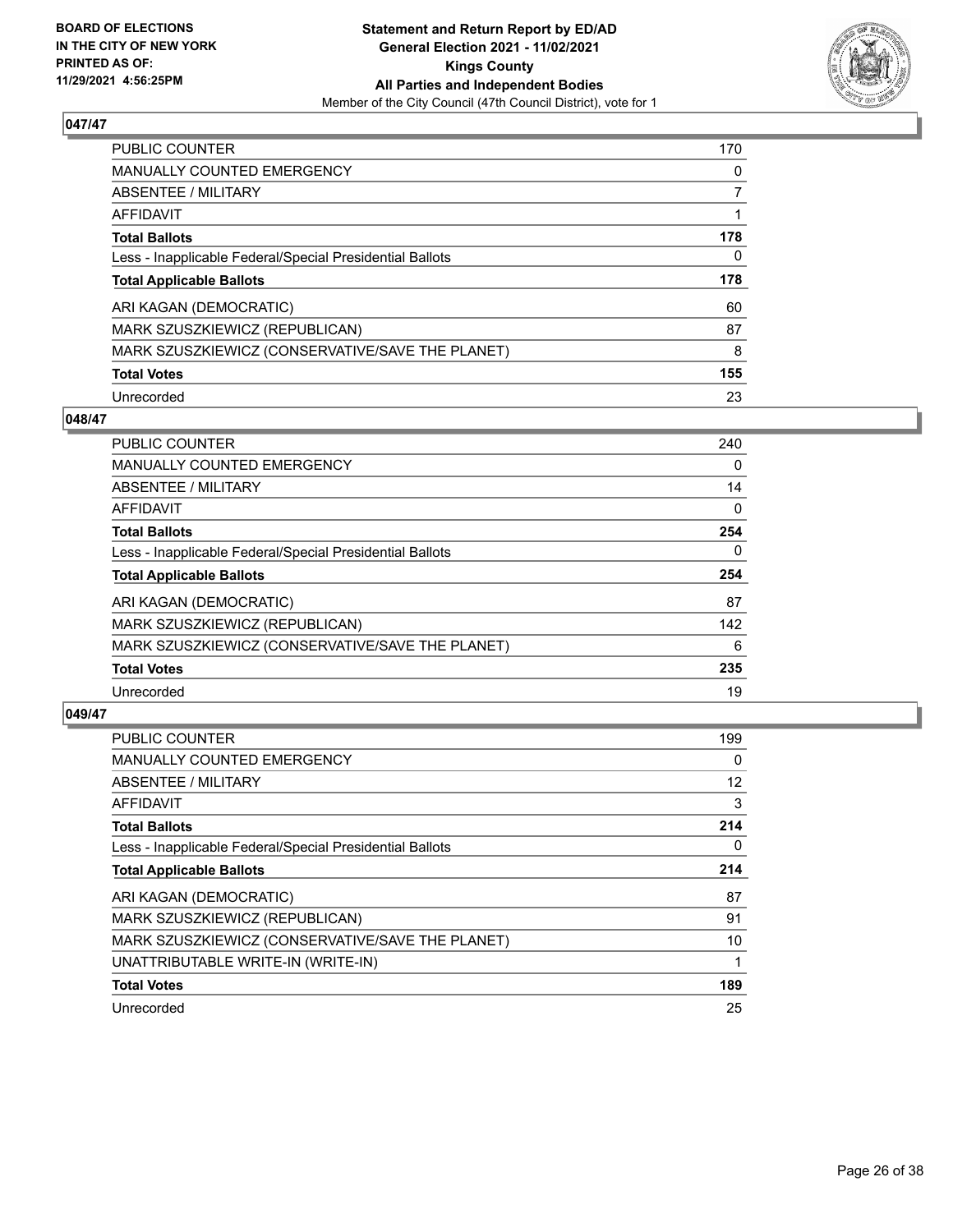**BOARD OF ELECTIONS IN THE CITY OF NEW YORK PRINTED AS OF: 11/29/2021 4:56:25PM**

**Statement and Return Report by ED/AD**
**General Election 2021 - 11/02/2021**
**Kings County**
**All Parties and Independent Bodies**
Member of the City Council (47th Council District), vote for 1

### 047/47

| | |
|---|---|
| PUBLIC COUNTER | 170 |
| MANUALLY COUNTED EMERGENCY | 0 |
| ABSENTEE / MILITARY | 7 |
| AFFIDAVIT | 1 |
| **Total Ballots** | **178** |
| Less - Inapplicable Federal/Special Presidential Ballots | 0 |
| **Total Applicable Ballots** | **178** |
| ARI KAGAN (DEMOCRATIC) | 60 |
| MARK SZUSZKIEWICZ (REPUBLICAN) | 87 |
| MARK SZUSZKIEWICZ (CONSERVATIVE/SAVE THE PLANET) | 8 |
| **Total Votes** | **155** |
| Unrecorded | 23 |

### 048/47

| | |
|---|---|
| PUBLIC COUNTER | 240 |
| MANUALLY COUNTED EMERGENCY | 0 |
| ABSENTEE / MILITARY | 14 |
| AFFIDAVIT | 0 |
| **Total Ballots** | **254** |
| Less - Inapplicable Federal/Special Presidential Ballots | 0 |
| **Total Applicable Ballots** | **254** |
| ARI KAGAN (DEMOCRATIC) | 87 |
| MARK SZUSZKIEWICZ (REPUBLICAN) | 142 |
| MARK SZUSZKIEWICZ (CONSERVATIVE/SAVE THE PLANET) | 6 |
| **Total Votes** | **235** |
| Unrecorded | 19 |

### 049/47

| | |
|---|---|
| PUBLIC COUNTER | 199 |
| MANUALLY COUNTED EMERGENCY | 0 |
| ABSENTEE / MILITARY | 12 |
| AFFIDAVIT | 3 |
| **Total Ballots** | **214** |
| Less - Inapplicable Federal/Special Presidential Ballots | 0 |
| **Total Applicable Ballots** | **214** |
| ARI KAGAN (DEMOCRATIC) | 87 |
| MARK SZUSZKIEWICZ (REPUBLICAN) | 91 |
| MARK SZUSZKIEWICZ (CONSERVATIVE/SAVE THE PLANET) | 10 |
| UNATTRIBUTABLE WRITE-IN (WRITE-IN) | 1 |
| **Total Votes** | **189** |
| Unrecorded | 25 |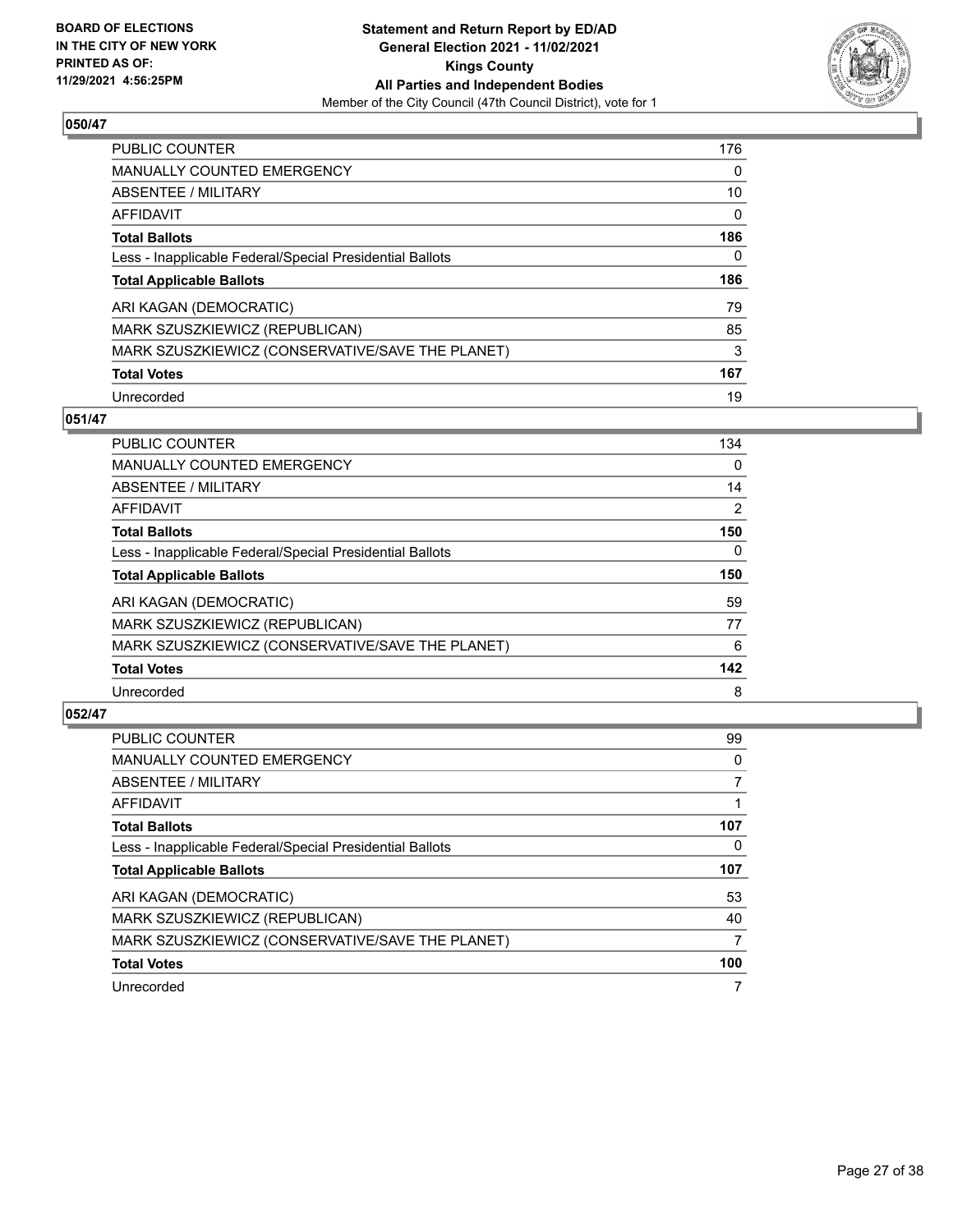**BOARD OF ELECTIONS IN THE CITY OF NEW YORK PRINTED AS OF: 11/29/2021 4:56:25PM**

**Statement and Return Report by ED/AD General Election 2021 - 11/02/2021 Kings County All Parties and Independent Bodies**

Member of the City Council (47th Council District), vote for 1

## 050/47

| | |
|---|---|
| PUBLIC COUNTER | 176 |
| MANUALLY COUNTED EMERGENCY | 0 |
| ABSENTEE / MILITARY | 10 |
| AFFIDAVIT | 0 |
| **Total Ballots** | **186** |
| Less - Inapplicable Federal/Special Presidential Ballots | 0 |
| **Total Applicable Ballots** | **186** |
| ARI KAGAN (DEMOCRATIC) | 79 |
| MARK SZUSZKIEWICZ (REPUBLICAN) | 85 |
| MARK SZUSZKIEWICZ (CONSERVATIVE/SAVE THE PLANET) | 3 |
| **Total Votes** | **167** |
| Unrecorded | 19 |

## 051/47

| | |
|---|---|
| PUBLIC COUNTER | 134 |
| MANUALLY COUNTED EMERGENCY | 0 |
| ABSENTEE / MILITARY | 14 |
| AFFIDAVIT | 2 |
| **Total Ballots** | **150** |
| Less - Inapplicable Federal/Special Presidential Ballots | 0 |
| **Total Applicable Ballots** | **150** |
| ARI KAGAN (DEMOCRATIC) | 59 |
| MARK SZUSZKIEWICZ (REPUBLICAN) | 77 |
| MARK SZUSZKIEWICZ (CONSERVATIVE/SAVE THE PLANET) | 6 |
| **Total Votes** | **142** |
| Unrecorded | 8 |

## 052/47

| | |
|---|---|
| PUBLIC COUNTER | 99 |
| MANUALLY COUNTED EMERGENCY | 0 |
| ABSENTEE / MILITARY | 7 |
| AFFIDAVIT | 1 |
| **Total Ballots** | **107** |
| Less - Inapplicable Federal/Special Presidential Ballots | 0 |
| **Total Applicable Ballots** | **107** |
| ARI KAGAN (DEMOCRATIC) | 53 |
| MARK SZUSZKIEWICZ (REPUBLICAN) | 40 |
| MARK SZUSZKIEWICZ (CONSERVATIVE/SAVE THE PLANET) | 7 |
| **Total Votes** | **100** |
| Unrecorded | 7 |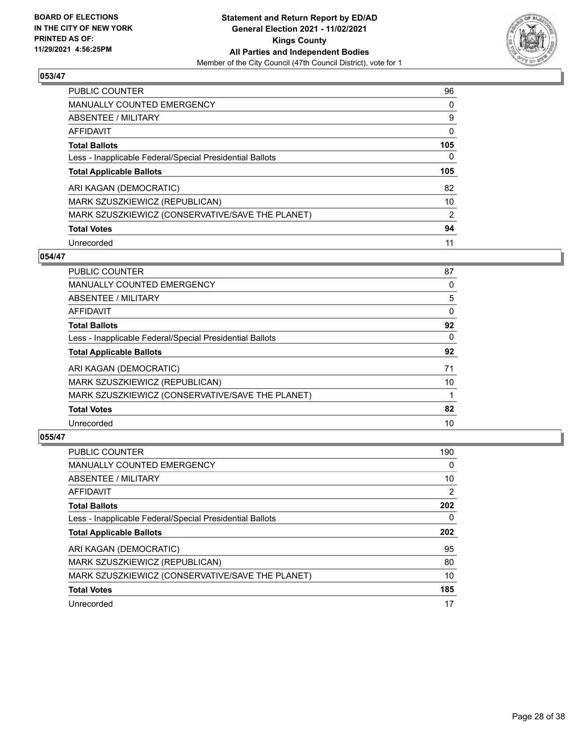BOARD OF ELECTIONS
IN THE CITY OF NEW YORK
PRINTED AS OF:
11/29/2021 4:56:25PM

**Statement and Return Report by ED/AD**
**General Election 2021 - 11/02/2021**
**Kings County**
**All Parties and Independent Bodies**
Member of the City Council (47th Council District), vote for 1

### 053/47

| | |
|---|---|
| PUBLIC COUNTER | 96 |
| MANUALLY COUNTED EMERGENCY | 0 |
| ABSENTEE / MILITARY | 9 |
| AFFIDAVIT | 0 |
| **Total Ballots** | **105** |
| Less - Inapplicable Federal/Special Presidential Ballots | 0 |
| **Total Applicable Ballots** | **105** |
| ARI KAGAN (DEMOCRATIC) | 82 |
| MARK SZUSZKIEWICZ (REPUBLICAN) | 10 |
| MARK SZUSZKIEWICZ (CONSERVATIVE/SAVE THE PLANET) | 2 |
| **Total Votes** | **94** |
| Unrecorded | 11 |

### 054/47

| | |
|---|---|
| PUBLIC COUNTER | 87 |
| MANUALLY COUNTED EMERGENCY | 0 |
| ABSENTEE / MILITARY | 5 |
| AFFIDAVIT | 0 |
| **Total Ballots** | **92** |
| Less - Inapplicable Federal/Special Presidential Ballots | 0 |
| **Total Applicable Ballots** | **92** |
| ARI KAGAN (DEMOCRATIC) | 71 |
| MARK SZUSZKIEWICZ (REPUBLICAN) | 10 |
| MARK SZUSZKIEWICZ (CONSERVATIVE/SAVE THE PLANET) | 1 |
| **Total Votes** | **82** |
| Unrecorded | 10 |

### 055/47

| | |
|---|---|
| PUBLIC COUNTER | 190 |
| MANUALLY COUNTED EMERGENCY | 0 |
| ABSENTEE / MILITARY | 10 |
| AFFIDAVIT | 2 |
| **Total Ballots** | **202** |
| Less - Inapplicable Federal/Special Presidential Ballots | 0 |
| **Total Applicable Ballots** | **202** |
| ARI KAGAN (DEMOCRATIC) | 95 |
| MARK SZUSZKIEWICZ (REPUBLICAN) | 80 |
| MARK SZUSZKIEWICZ (CONSERVATIVE/SAVE THE PLANET) | 10 |
| **Total Votes** | **185** |
| Unrecorded | 17 |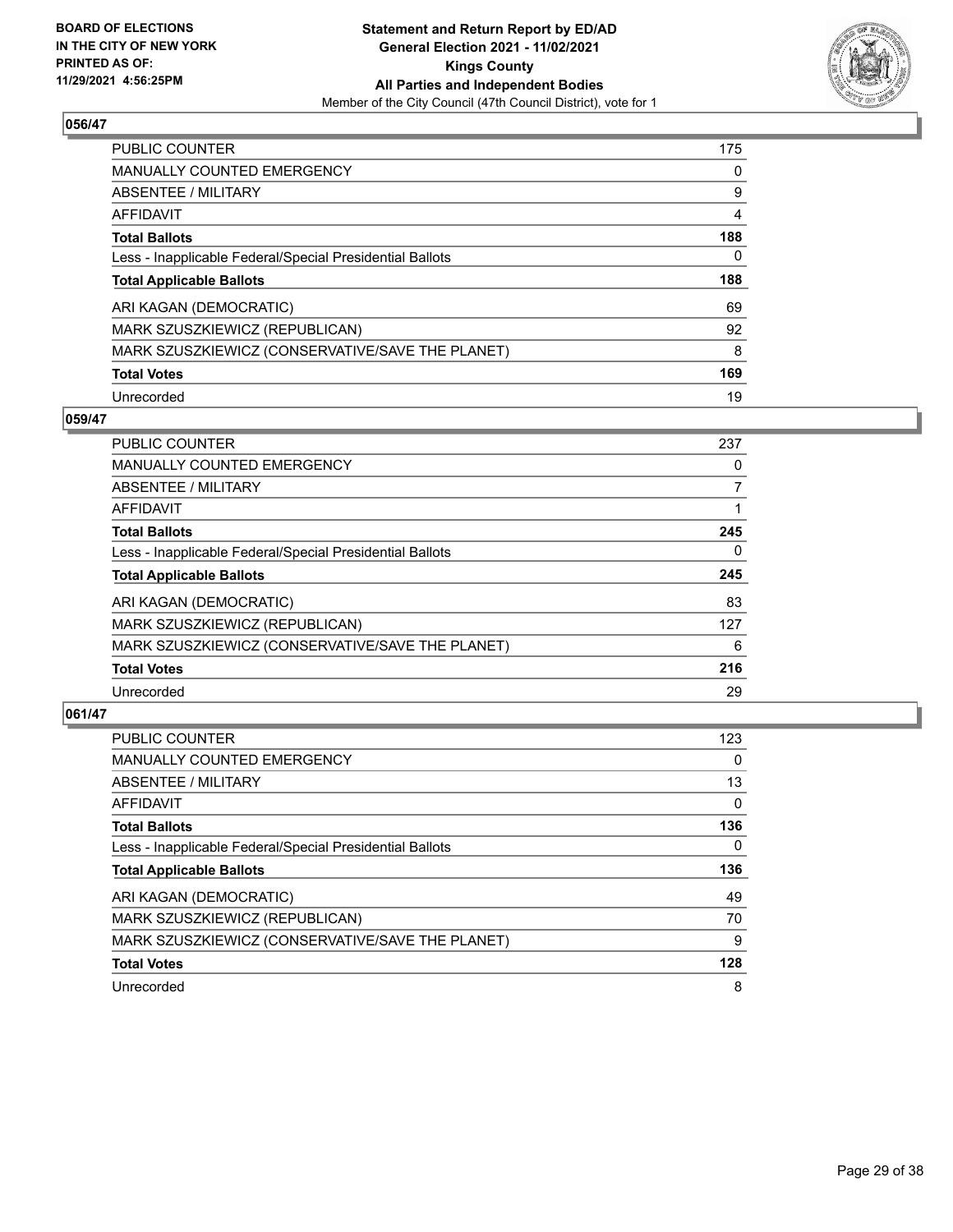**BOARD OF ELECTIONS IN THE CITY OF NEW YORK PRINTED AS OF: 11/29/2021 4:56:25PM**

**Statement and Return Report by ED/AD General Election 2021 - 11/02/2021 Kings County All Parties and Independent Bodies**
Member of the City Council (47th Council District), vote for 1

### 056/47

| | |
|---|---|
| PUBLIC COUNTER | 175 |
| MANUALLY COUNTED EMERGENCY | 0 |
| ABSENTEE / MILITARY | 9 |
| AFFIDAVIT | 4 |
| **Total Ballots** | **188** |
| Less - Inapplicable Federal/Special Presidential Ballots | 0 |
| **Total Applicable Ballots** | **188** |
| ARI KAGAN (DEMOCRATIC) | 69 |
| MARK SZUSZKIEWICZ (REPUBLICAN) | 92 |
| MARK SZUSZKIEWICZ (CONSERVATIVE/SAVE THE PLANET) | 8 |
| **Total Votes** | **169** |
| Unrecorded | 19 |

### 059/47

| | |
|---|---|
| PUBLIC COUNTER | 237 |
| MANUALLY COUNTED EMERGENCY | 0 |
| ABSENTEE / MILITARY | 7 |
| AFFIDAVIT | 1 |
| **Total Ballots** | **245** |
| Less - Inapplicable Federal/Special Presidential Ballots | 0 |
| **Total Applicable Ballots** | **245** |
| ARI KAGAN (DEMOCRATIC) | 83 |
| MARK SZUSZKIEWICZ (REPUBLICAN) | 127 |
| MARK SZUSZKIEWICZ (CONSERVATIVE/SAVE THE PLANET) | 6 |
| **Total Votes** | **216** |
| Unrecorded | 29 |

### 061/47

| | |
|---|---|
| PUBLIC COUNTER | 123 |
| MANUALLY COUNTED EMERGENCY | 0 |
| ABSENTEE / MILITARY | 13 |
| AFFIDAVIT | 0 |
| **Total Ballots** | **136** |
| Less - Inapplicable Federal/Special Presidential Ballots | 0 |
| **Total Applicable Ballots** | **136** |
| ARI KAGAN (DEMOCRATIC) | 49 |
| MARK SZUSZKIEWICZ (REPUBLICAN) | 70 |
| MARK SZUSZKIEWICZ (CONSERVATIVE/SAVE THE PLANET) | 9 |
| **Total Votes** | **128** |
| Unrecorded | 8 |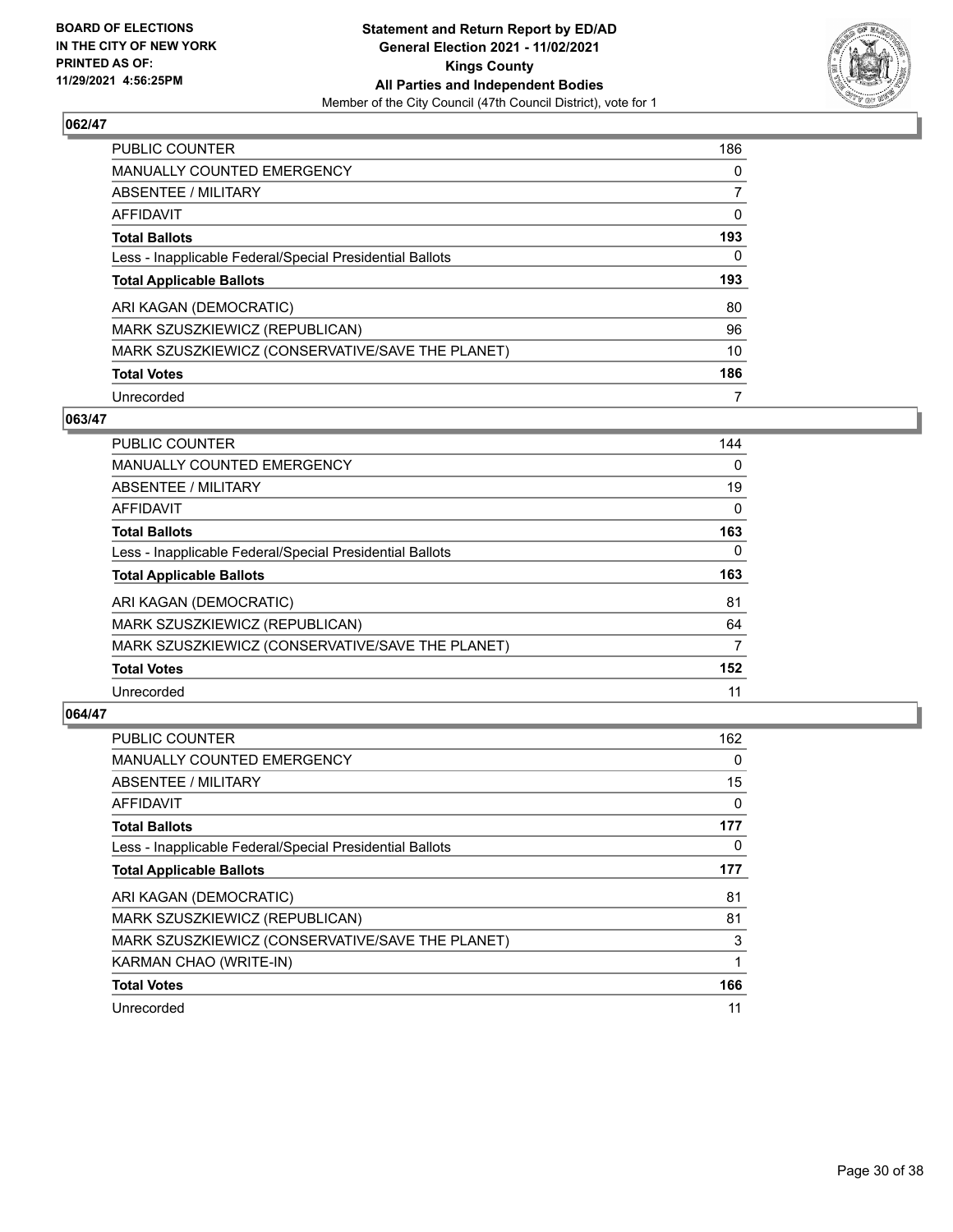BOARD OF ELECTIONS
IN THE CITY OF NEW YORK
PRINTED AS OF:
11/29/2021 4:56:25PM

**Statement and Return Report by ED/AD**
**General Election 2021 - 11/02/2021**
**Kings County**
**All Parties and Independent Bodies**
Member of the City Council (47th Council District), vote for 1

### 062/47

| | |
|---|---|
| PUBLIC COUNTER | 186 |
| MANUALLY COUNTED EMERGENCY | 0 |
| ABSENTEE / MILITARY | 7 |
| AFFIDAVIT | 0 |
| **Total Ballots** | **193** |
| Less - Inapplicable Federal/Special Presidential Ballots | 0 |
| **Total Applicable Ballots** | **193** |
| ARI KAGAN (DEMOCRATIC) | 80 |
| MARK SZUSZKIEWICZ (REPUBLICAN) | 96 |
| MARK SZUSZKIEWICZ (CONSERVATIVE/SAVE THE PLANET) | 10 |
| **Total Votes** | **186** |
| Unrecorded | 7 |

### 063/47

| | |
|---|---|
| PUBLIC COUNTER | 144 |
| MANUALLY COUNTED EMERGENCY | 0 |
| ABSENTEE / MILITARY | 19 |
| AFFIDAVIT | 0 |
| **Total Ballots** | **163** |
| Less - Inapplicable Federal/Special Presidential Ballots | 0 |
| **Total Applicable Ballots** | **163** |
| ARI KAGAN (DEMOCRATIC) | 81 |
| MARK SZUSZKIEWICZ (REPUBLICAN) | 64 |
| MARK SZUSZKIEWICZ (CONSERVATIVE/SAVE THE PLANET) | 7 |
| **Total Votes** | **152** |
| Unrecorded | 11 |

### 064/47

| | |
|---|---|
| PUBLIC COUNTER | 162 |
| MANUALLY COUNTED EMERGENCY | 0 |
| ABSENTEE / MILITARY | 15 |
| AFFIDAVIT | 0 |
| **Total Ballots** | **177** |
| Less - Inapplicable Federal/Special Presidential Ballots | 0 |
| **Total Applicable Ballots** | **177** |
| ARI KAGAN (DEMOCRATIC) | 81 |
| MARK SZUSZKIEWICZ (REPUBLICAN) | 81 |
| MARK SZUSZKIEWICZ (CONSERVATIVE/SAVE THE PLANET) | 3 |
| KARMAN CHAO (WRITE-IN) | 1 |
| **Total Votes** | **166** |
| Unrecorded | 11 |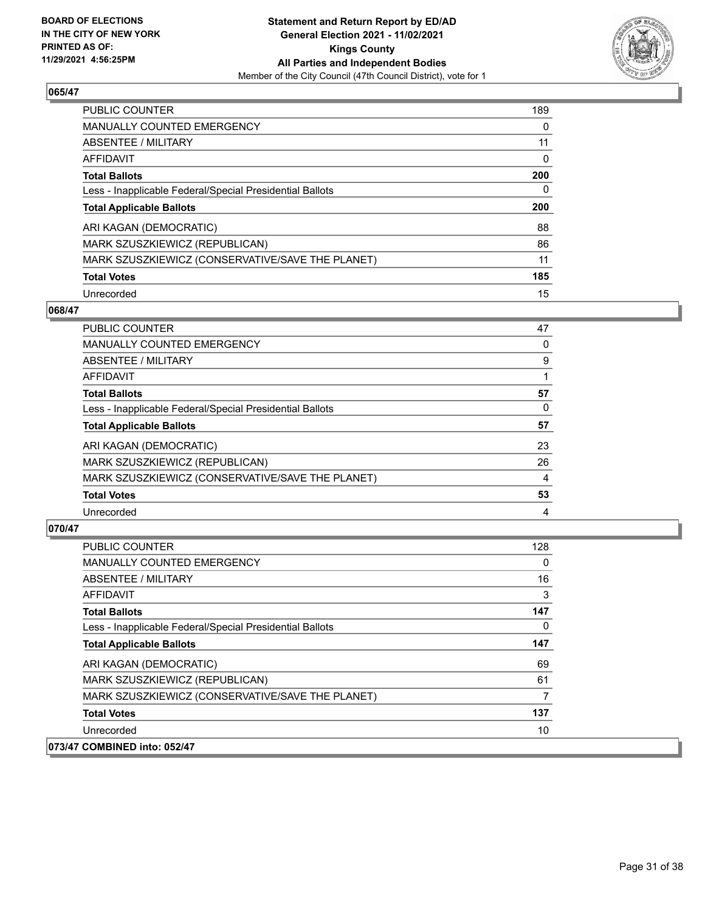## 065/47

| | |
|---|---|
| PUBLIC COUNTER | 189 |
| MANUALLY COUNTED EMERGENCY | 0 |
| ABSENTEE / MILITARY | 11 |
| AFFIDAVIT | 0 |
| **Total Ballots** | **200** |
| Less - Inapplicable Federal/Special Presidential Ballots | 0 |
| **Total Applicable Ballots** | **200** |
| ARI KAGAN (DEMOCRATIC) | 88 |
| MARK SZUSZKIEWICZ (REPUBLICAN) | 86 |
| MARK SZUSZKIEWICZ (CONSERVATIVE/SAVE THE PLANET) | 11 |
| **Total Votes** | **185** |
| Unrecorded | 15 |

## 068/47

| | |
|---|---|
| PUBLIC COUNTER | 47 |
| MANUALLY COUNTED EMERGENCY | 0 |
| ABSENTEE / MILITARY | 9 |
| AFFIDAVIT | 1 |
| **Total Ballots** | **57** |
| Less - Inapplicable Federal/Special Presidential Ballots | 0 |
| **Total Applicable Ballots** | **57** |
| ARI KAGAN (DEMOCRATIC) | 23 |
| MARK SZUSZKIEWICZ (REPUBLICAN) | 26 |
| MARK SZUSZKIEWICZ (CONSERVATIVE/SAVE THE PLANET) | 4 |
| **Total Votes** | **53** |
| Unrecorded | 4 |

## 070/47

| | |
|---|---|
| PUBLIC COUNTER | 128 |
| MANUALLY COUNTED EMERGENCY | 0 |
| ABSENTEE / MILITARY | 16 |
| AFFIDAVIT | 3 |
| **Total Ballots** | **147** |
| Less - Inapplicable Federal/Special Presidential Ballots | 0 |
| **Total Applicable Ballots** | **147** |
| ARI KAGAN (DEMOCRATIC) | 69 |
| MARK SZUSZKIEWICZ (REPUBLICAN) | 61 |
| MARK SZUSZKIEWICZ (CONSERVATIVE/SAVE THE PLANET) | 7 |
| **Total Votes** | **137** |
| Unrecorded | 10 |

## 073/47 COMBINED into: 052/47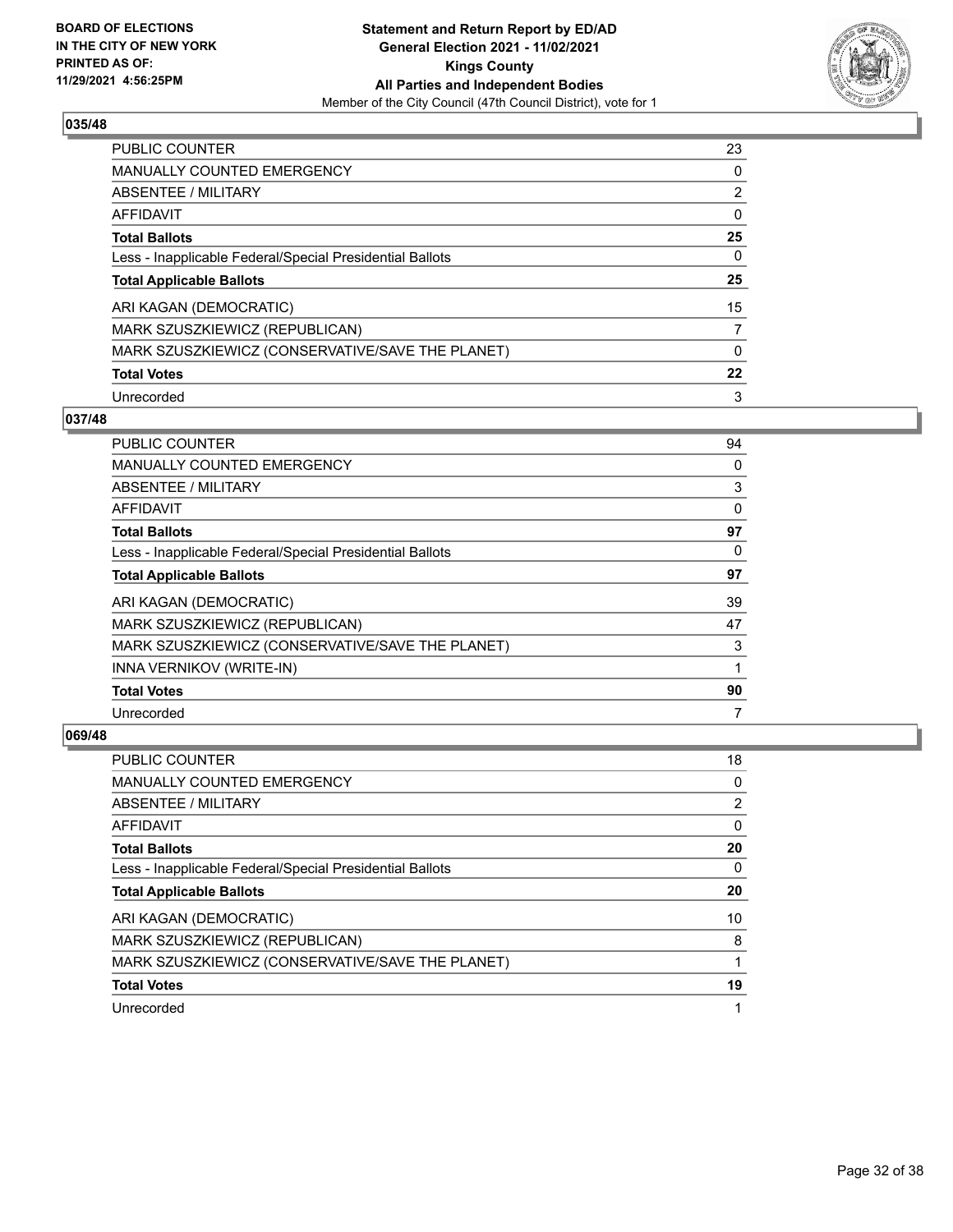**BOARD OF ELECTIONS IN THE CITY OF NEW YORK PRINTED AS OF: 11/29/2021 4:56:25PM**

**Statement and Return Report by ED/AD**
**General Election 2021 - 11/02/2021**
**Kings County**
**All Parties and Independent Bodies**
Member of the City Council (47th Council District), vote for 1

### 035/48

| | |
|---|---|
| PUBLIC COUNTER | 23 |
| MANUALLY COUNTED EMERGENCY | 0 |
| ABSENTEE / MILITARY | 2 |
| AFFIDAVIT | 0 |
| **Total Ballots** | **25** |
| Less - Inapplicable Federal/Special Presidential Ballots | 0 |
| **Total Applicable Ballots** | **25** |
| ARI KAGAN (DEMOCRATIC) | 15 |
| MARK SZUSZKIEWICZ (REPUBLICAN) | 7 |
| MARK SZUSZKIEWICZ (CONSERVATIVE/SAVE THE PLANET) | 0 |
| **Total Votes** | **22** |
| Unrecorded | 3 |

### 037/48

| | |
|---|---|
| PUBLIC COUNTER | 94 |
| MANUALLY COUNTED EMERGENCY | 0 |
| ABSENTEE / MILITARY | 3 |
| AFFIDAVIT | 0 |
| **Total Ballots** | **97** |
| Less - Inapplicable Federal/Special Presidential Ballots | 0 |
| **Total Applicable Ballots** | **97** |
| ARI KAGAN (DEMOCRATIC) | 39 |
| MARK SZUSZKIEWICZ (REPUBLICAN) | 47 |
| MARK SZUSZKIEWICZ (CONSERVATIVE/SAVE THE PLANET) | 3 |
| INNA VERNIKOV (WRITE-IN) | 1 |
| **Total Votes** | **90** |
| Unrecorded | 7 |

### 069/48

| | |
|---|---|
| PUBLIC COUNTER | 18 |
| MANUALLY COUNTED EMERGENCY | 0 |
| ABSENTEE / MILITARY | 2 |
| AFFIDAVIT | 0 |
| **Total Ballots** | **20** |
| Less - Inapplicable Federal/Special Presidential Ballots | 0 |
| **Total Applicable Ballots** | **20** |
| ARI KAGAN (DEMOCRATIC) | 10 |
| MARK SZUSZKIEWICZ (REPUBLICAN) | 8 |
| MARK SZUSZKIEWICZ (CONSERVATIVE/SAVE THE PLANET) | 1 |
| **Total Votes** | **19** |
| Unrecorded | 1 |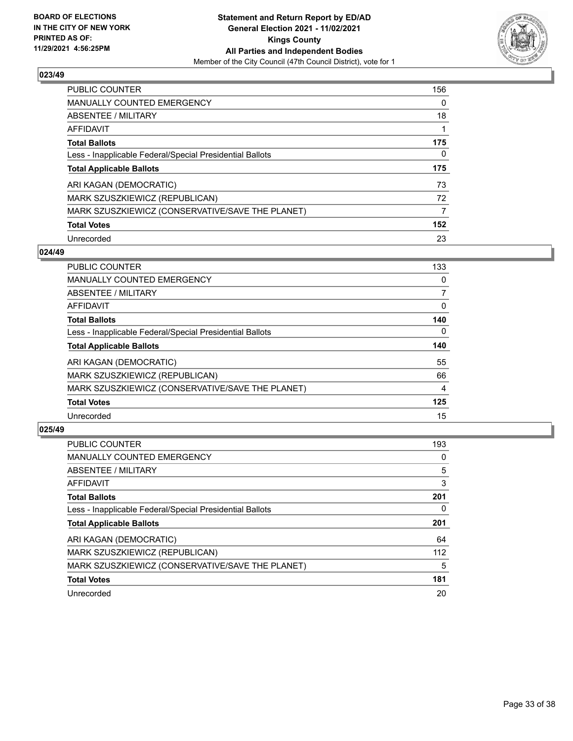**BOARD OF ELECTIONS IN THE CITY OF NEW YORK PRINTED AS OF: 11/29/2021 4:56:25PM**

**Statement and Return Report by ED/AD General Election 2021 - 11/02/2021 Kings County All Parties and Independent Bodies**
Member of the City Council (47th Council District), vote for 1

## 023/49

| | |
|---|---|
| PUBLIC COUNTER | 156 |
| MANUALLY COUNTED EMERGENCY | 0 |
| ABSENTEE / MILITARY | 18 |
| AFFIDAVIT | 1 |
| **Total Ballots** | **175** |
| Less - Inapplicable Federal/Special Presidential Ballots | 0 |
| **Total Applicable Ballots** | **175** |
| ARI KAGAN (DEMOCRATIC) | 73 |
| MARK SZUSZKIEWICZ (REPUBLICAN) | 72 |
| MARK SZUSZKIEWICZ (CONSERVATIVE/SAVE THE PLANET) | 7 |
| **Total Votes** | **152** |
| Unrecorded | 23 |

## 024/49

| | |
|---|---|
| PUBLIC COUNTER | 133 |
| MANUALLY COUNTED EMERGENCY | 0 |
| ABSENTEE / MILITARY | 7 |
| AFFIDAVIT | 0 |
| **Total Ballots** | **140** |
| Less - Inapplicable Federal/Special Presidential Ballots | 0 |
| **Total Applicable Ballots** | **140** |
| ARI KAGAN (DEMOCRATIC) | 55 |
| MARK SZUSZKIEWICZ (REPUBLICAN) | 66 |
| MARK SZUSZKIEWICZ (CONSERVATIVE/SAVE THE PLANET) | 4 |
| **Total Votes** | **125** |
| Unrecorded | 15 |

## 025/49

| | |
|---|---|
| PUBLIC COUNTER | 193 |
| MANUALLY COUNTED EMERGENCY | 0 |
| ABSENTEE / MILITARY | 5 |
| AFFIDAVIT | 3 |
| **Total Ballots** | **201** |
| Less - Inapplicable Federal/Special Presidential Ballots | 0 |
| **Total Applicable Ballots** | **201** |
| ARI KAGAN (DEMOCRATIC) | 64 |
| MARK SZUSZKIEWICZ (REPUBLICAN) | 112 |
| MARK SZUSZKIEWICZ (CONSERVATIVE/SAVE THE PLANET) | 5 |
| **Total Votes** | **181** |
| Unrecorded | 20 |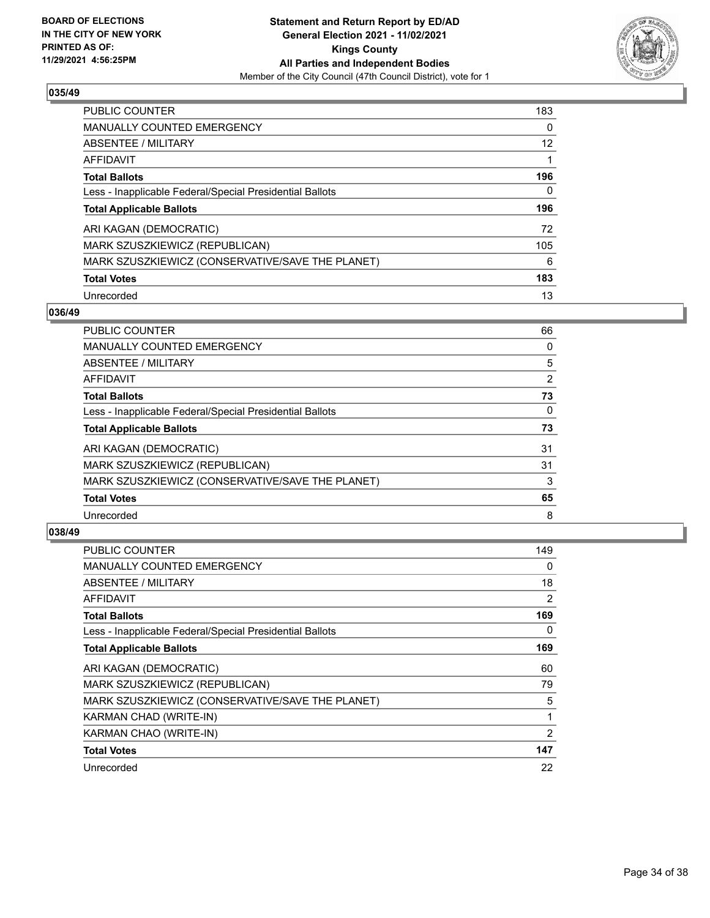**BOARD OF ELECTIONS IN THE CITY OF NEW YORK PRINTED AS OF: 11/29/2021 4:56:25PM**

**Statement and Return Report by ED/AD General Election 2021 - 11/02/2021 Kings County All Parties and Independent Bodies**

Member of the City Council (47th Council District), vote for 1

## 035/49

| | |
|---|---|
| PUBLIC COUNTER | 183 |
| MANUALLY COUNTED EMERGENCY | 0 |
| ABSENTEE / MILITARY | 12 |
| AFFIDAVIT | 1 |
| **Total Ballots** | **196** |
| Less - Inapplicable Federal/Special Presidential Ballots | 0 |
| **Total Applicable Ballots** | **196** |
| ARI KAGAN (DEMOCRATIC) | 72 |
| MARK SZUSZKIEWICZ (REPUBLICAN) | 105 |
| MARK SZUSZKIEWICZ (CONSERVATIVE/SAVE THE PLANET) | 6 |
| **Total Votes** | **183** |
| Unrecorded | 13 |

## 036/49

| | |
|---|---|
| PUBLIC COUNTER | 66 |
| MANUALLY COUNTED EMERGENCY | 0 |
| ABSENTEE / MILITARY | 5 |
| AFFIDAVIT | 2 |
| **Total Ballots** | **73** |
| Less - Inapplicable Federal/Special Presidential Ballots | 0 |
| **Total Applicable Ballots** | **73** |
| ARI KAGAN (DEMOCRATIC) | 31 |
| MARK SZUSZKIEWICZ (REPUBLICAN) | 31 |
| MARK SZUSZKIEWICZ (CONSERVATIVE/SAVE THE PLANET) | 3 |
| **Total Votes** | **65** |
| Unrecorded | 8 |

## 038/49

| | |
|---|---|
| PUBLIC COUNTER | 149 |
| MANUALLY COUNTED EMERGENCY | 0 |
| ABSENTEE / MILITARY | 18 |
| AFFIDAVIT | 2 |
| **Total Ballots** | **169** |
| Less - Inapplicable Federal/Special Presidential Ballots | 0 |
| **Total Applicable Ballots** | **169** |
| ARI KAGAN (DEMOCRATIC) | 60 |
| MARK SZUSZKIEWICZ (REPUBLICAN) | 79 |
| MARK SZUSZKIEWICZ (CONSERVATIVE/SAVE THE PLANET) | 5 |
| KARMAN CHAD (WRITE-IN) | 1 |
| KARMAN CHAO (WRITE-IN) | 2 |
| **Total Votes** | **147** |
| Unrecorded | 22 |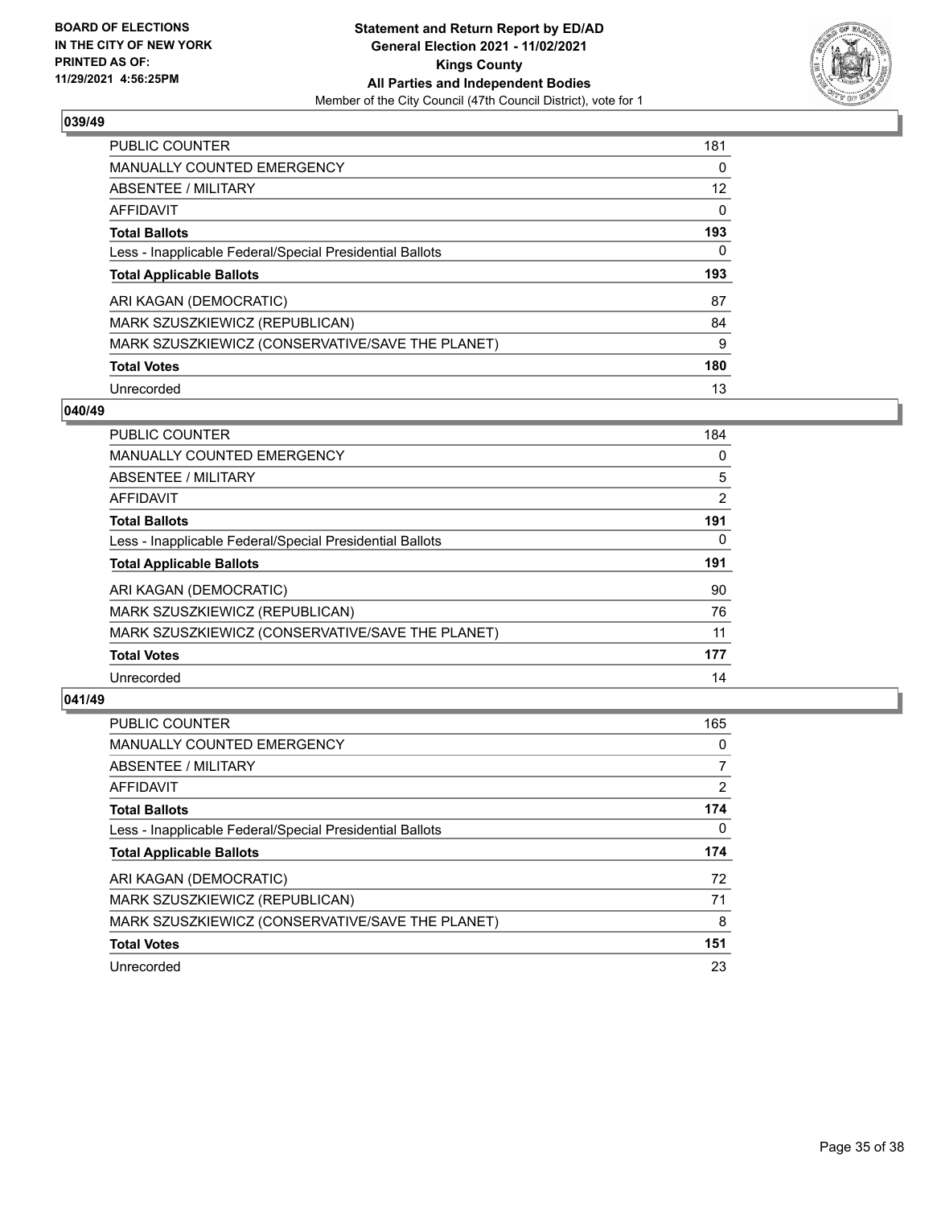**BOARD OF ELECTIONS IN THE CITY OF NEW YORK PRINTED AS OF: 11/29/2021 4:56:25PM**

**Statement and Return Report by ED/AD General Election 2021 - 11/02/2021 Kings County All Parties and Independent Bodies**
Member of the City Council (47th Council District), vote for 1

## 039/49

| | |
|---|---|
| PUBLIC COUNTER | 181 |
| MANUALLY COUNTED EMERGENCY | 0 |
| ABSENTEE / MILITARY | 12 |
| AFFIDAVIT | 0 |
| **Total Ballots** | **193** |
| Less - Inapplicable Federal/Special Presidential Ballots | 0 |
| **Total Applicable Ballots** | **193** |
| ARI KAGAN (DEMOCRATIC) | 87 |
| MARK SZUSZKIEWICZ (REPUBLICAN) | 84 |
| MARK SZUSZKIEWICZ (CONSERVATIVE/SAVE THE PLANET) | 9 |
| **Total Votes** | **180** |
| Unrecorded | 13 |

## 040/49

| | |
|---|---|
| PUBLIC COUNTER | 184 |
| MANUALLY COUNTED EMERGENCY | 0 |
| ABSENTEE / MILITARY | 5 |
| AFFIDAVIT | 2 |
| **Total Ballots** | **191** |
| Less - Inapplicable Federal/Special Presidential Ballots | 0 |
| **Total Applicable Ballots** | **191** |
| ARI KAGAN (DEMOCRATIC) | 90 |
| MARK SZUSZKIEWICZ (REPUBLICAN) | 76 |
| MARK SZUSZKIEWICZ (CONSERVATIVE/SAVE THE PLANET) | 11 |
| **Total Votes** | **177** |
| Unrecorded | 14 |

## 041/49

| | |
|---|---|
| PUBLIC COUNTER | 165 |
| MANUALLY COUNTED EMERGENCY | 0 |
| ABSENTEE / MILITARY | 7 |
| AFFIDAVIT | 2 |
| **Total Ballots** | **174** |
| Less - Inapplicable Federal/Special Presidential Ballots | 0 |
| **Total Applicable Ballots** | **174** |
| ARI KAGAN (DEMOCRATIC) | 72 |
| MARK SZUSZKIEWICZ (REPUBLICAN) | 71 |
| MARK SZUSZKIEWICZ (CONSERVATIVE/SAVE THE PLANET) | 8 |
| **Total Votes** | **151** |
| Unrecorded | 23 |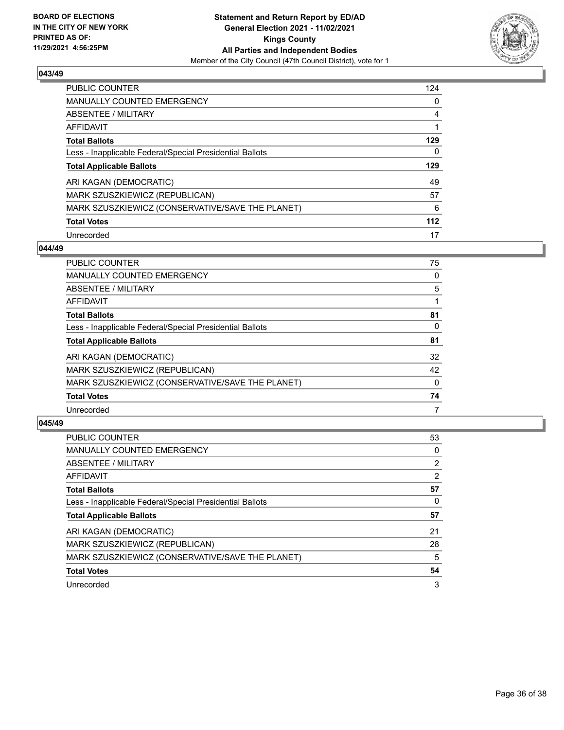**BOARD OF ELECTIONS IN THE CITY OF NEW YORK PRINTED AS OF: 11/29/2021 4:56:25PM**

**Statement and Return Report by ED/AD General Election 2021 - 11/02/2021 Kings County All Parties and Independent Bodies**

Member of the City Council (47th Council District), vote for 1

## 043/49

| | |
|---|---|
| PUBLIC COUNTER | 124 |
| MANUALLY COUNTED EMERGENCY | 0 |
| ABSENTEE / MILITARY | 4 |
| AFFIDAVIT | 1 |
| **Total Ballots** | **129** |
| Less - Inapplicable Federal/Special Presidential Ballots | 0 |
| **Total Applicable Ballots** | **129** |
| ARI KAGAN (DEMOCRATIC) | 49 |
| MARK SZUSZKIEWICZ (REPUBLICAN) | 57 |
| MARK SZUSZKIEWICZ (CONSERVATIVE/SAVE THE PLANET) | 6 |
| **Total Votes** | **112** |
| Unrecorded | 17 |

## 044/49

| | |
|---|---|
| PUBLIC COUNTER | 75 |
| MANUALLY COUNTED EMERGENCY | 0 |
| ABSENTEE / MILITARY | 5 |
| AFFIDAVIT | 1 |
| **Total Ballots** | **81** |
| Less - Inapplicable Federal/Special Presidential Ballots | 0 |
| **Total Applicable Ballots** | **81** |
| ARI KAGAN (DEMOCRATIC) | 32 |
| MARK SZUSZKIEWICZ (REPUBLICAN) | 42 |
| MARK SZUSZKIEWICZ (CONSERVATIVE/SAVE THE PLANET) | 0 |
| **Total Votes** | **74** |
| Unrecorded | 7 |

## 045/49

| | |
|---|---|
| PUBLIC COUNTER | 53 |
| MANUALLY COUNTED EMERGENCY | 0 |
| ABSENTEE / MILITARY | 2 |
| AFFIDAVIT | 2 |
| **Total Ballots** | **57** |
| Less - Inapplicable Federal/Special Presidential Ballots | 0 |
| **Total Applicable Ballots** | **57** |
| ARI KAGAN (DEMOCRATIC) | 21 |
| MARK SZUSZKIEWICZ (REPUBLICAN) | 28 |
| MARK SZUSZKIEWICZ (CONSERVATIVE/SAVE THE PLANET) | 5 |
| **Total Votes** | **54** |
| Unrecorded | 3 |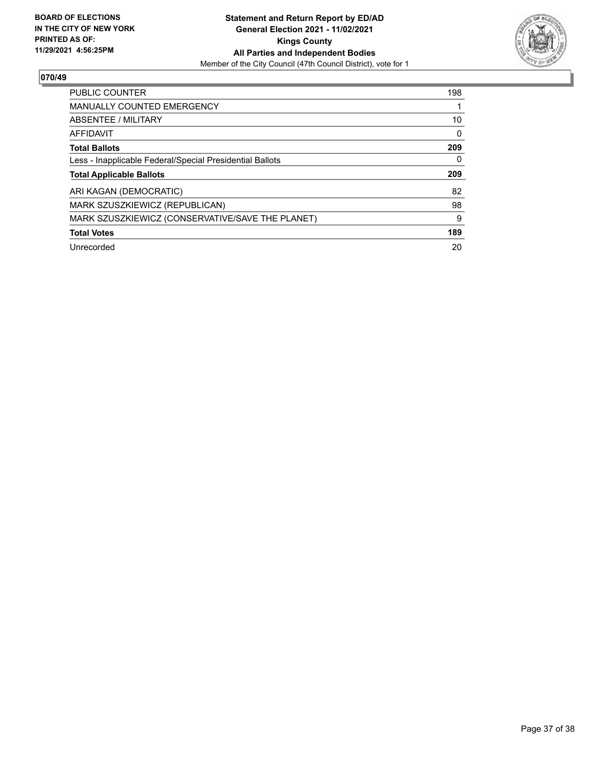**BOARD OF ELECTIONS IN THE CITY OF NEW YORK PRINTED AS OF: 11/29/2021 4:56:25PM**

**Statement and Return Report by ED/AD General Election 2021 - 11/02/2021 Kings County All Parties and Independent Bodies**

Member of the City Council (47th Council District), vote for 1

## 070/49

| | |
|---|---|
| PUBLIC COUNTER | 198 |
| MANUALLY COUNTED EMERGENCY | 1 |
| ABSENTEE / MILITARY | 10 |
| AFFIDAVIT | 0 |
| **Total Ballots** | **209** |
| Less - Inapplicable Federal/Special Presidential Ballots | 0 |
| **Total Applicable Ballots** | **209** |
| ARI KAGAN (DEMOCRATIC) | 82 |
| MARK SZUSZKIEWICZ (REPUBLICAN) | 98 |
| MARK SZUSZKIEWICZ (CONSERVATIVE/SAVE THE PLANET) | 9 |
| **Total Votes** | **189** |
| Unrecorded | 20 |